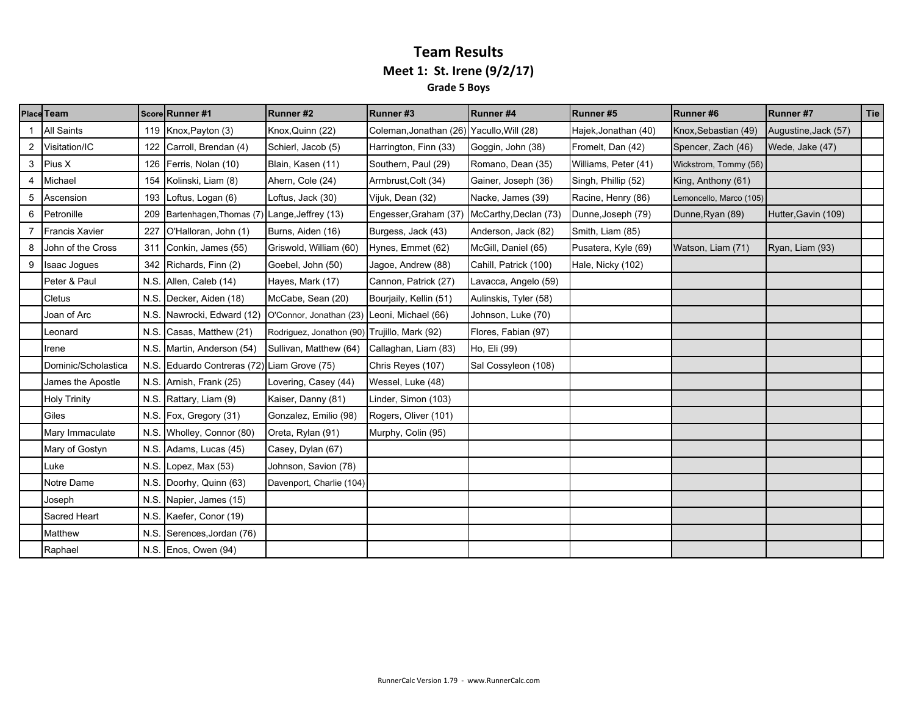# Team Results

## Meet 1: St. Irene (9/2/17)

### Grade 5 Boys

| Place | Team | Score | Runner #1 | Runner #2 | Runner #3 | Runner #4 | Runner #5 | Runner #6 | Runner #7 | Tie |
|---|---|---|---|---|---|---|---|---|---|---|
| 1 | All Saints | 119 | Knox,Payton (3) | Knox,Quinn (22) | Coleman,Jonathan (26) | Yacullo,Will (28) | Hajek,Jonathan (40) | Knox,Sebastian (49) | Augustine,Jack (57) | |
| 2 | Visitation/IC | 122 | Carroll, Brendan (4) | Schierl, Jacob (5) | Harrington, Finn (33) | Goggin, John (38) | Fromelt, Dan (42) | Spencer, Zach (46) | Wede, Jake (47) | |
| 3 | Pius X | 126 | Ferris, Nolan (10) | Blain, Kasen (11) | Southern, Paul (29) | Romano, Dean (35) | Williams, Peter (41) | Wickstrom, Tommy (56) | | |
| 4 | Michael | 154 | Kolinski, Liam (8) | Ahern, Cole (24) | Armbrust,Colt (34) | Gainer, Joseph (36) | Singh, Phillip (52) | King, Anthony (61) | | |
| 5 | Ascension | 193 | Loftus, Logan (6) | Loftus, Jack (30) | Vijuk, Dean (32) | Nacke, James (39) | Racine, Henry (86) | Lemoncello, Marco (105) | | |
| 6 | Petronille | 209 | Bartenhagen,Thomas (7) | Lange,Jeffrey (13) | Engesser,Graham (37) | McCarthy,Declan (73) | Dunne,Joseph (79) | Dunne,Ryan (89) | Hutter,Gavin (109) | |
| 7 | Francis Xavier | 227 | O'Halloran, John (1) | Burns, Aiden (16) | Burgess, Jack (43) | Anderson, Jack (82) | Smith, Liam (85) | | | |
| 8 | John of the Cross | 311 | Conkin, James (55) | Griswold, William (60) | Hynes, Emmet (62) | McGill, Daniel (65) | Pusatera, Kyle (69) | Watson, Liam (71) | Ryan, Liam (93) | |
| 9 | Isaac Jogues | 342 | Richards, Finn (2) | Goebel, John (50) | Jagoe, Andrew (88) | Cahill, Patrick (100) | Hale, Nicky (102) | | | |
| | Peter & Paul | N.S. | Allen, Caleb (14) | Hayes, Mark (17) | Cannon, Patrick (27) | Lavacca, Angelo (59) | | | | |
| | Cletus | N.S. | Decker, Aiden (18) | McCabe, Sean (20) | Bourjaily, Kellin (51) | Aulinskis, Tyler (58) | | | | |
| | Joan of Arc | N.S. | Nawrocki, Edward (12) | O'Connor, Jonathan (23) | Leoni, Michael (66) | Johnson, Luke (70) | | | | |
| | Leonard | N.S. | Casas, Matthew (21) | Rodriguez, Jonathon (90) | Trujillo, Mark (92) | Flores, Fabian (97) | | | | |
| | Irene | N.S. | Martin, Anderson (54) | Sullivan, Matthew (64) | Callaghan, Liam (83) | Ho, Eli (99) | | | | |
| | Dominic/Scholastica | N.S. | Eduardo Contreras (72) | Liam Grove (75) | Chris Reyes (107) | Sal Cossyleon (108) | | | | |
| | James the Apostle | N.S. | Arnish, Frank (25) | Lovering, Casey (44) | Wessel, Luke (48) | | | | | |
| | Holy Trinity | N.S. | Rattary, Liam (9) | Kaiser, Danny (81) | Linder, Simon (103) | | | | | |
| | Giles | N.S. | Fox, Gregory (31) | Gonzalez, Emilio (98) | Rogers, Oliver (101) | | | | | |
| | Mary Immaculate | N.S. | Wholley, Connor (80) | Oreta, Rylan (91) | Murphy, Colin (95) | | | | | |
| | Mary of Gostyn | N.S. | Adams, Lucas (45) | Casey, Dylan (67) | | | | | | |
| | Luke | N.S. | Lopez, Max (53) | Johnson, Savion (78) | | | | | | |
| | Notre Dame | N.S. | Doorhy, Quinn (63) | Davenport, Charlie (104) | | | | | | |
| | Joseph | N.S. | Napier, James (15) | | | | | | | |
| | Sacred Heart | N.S. | Kaefer, Conor (19) | | | | | | | |
| | Matthew | N.S. | Serences,Jordan (76) | | | | | | | |
| | Raphael | N.S. | Enos, Owen (94) | | | | | | | |

RunnerCalc Version 1.79 - www.RunnerCalc.com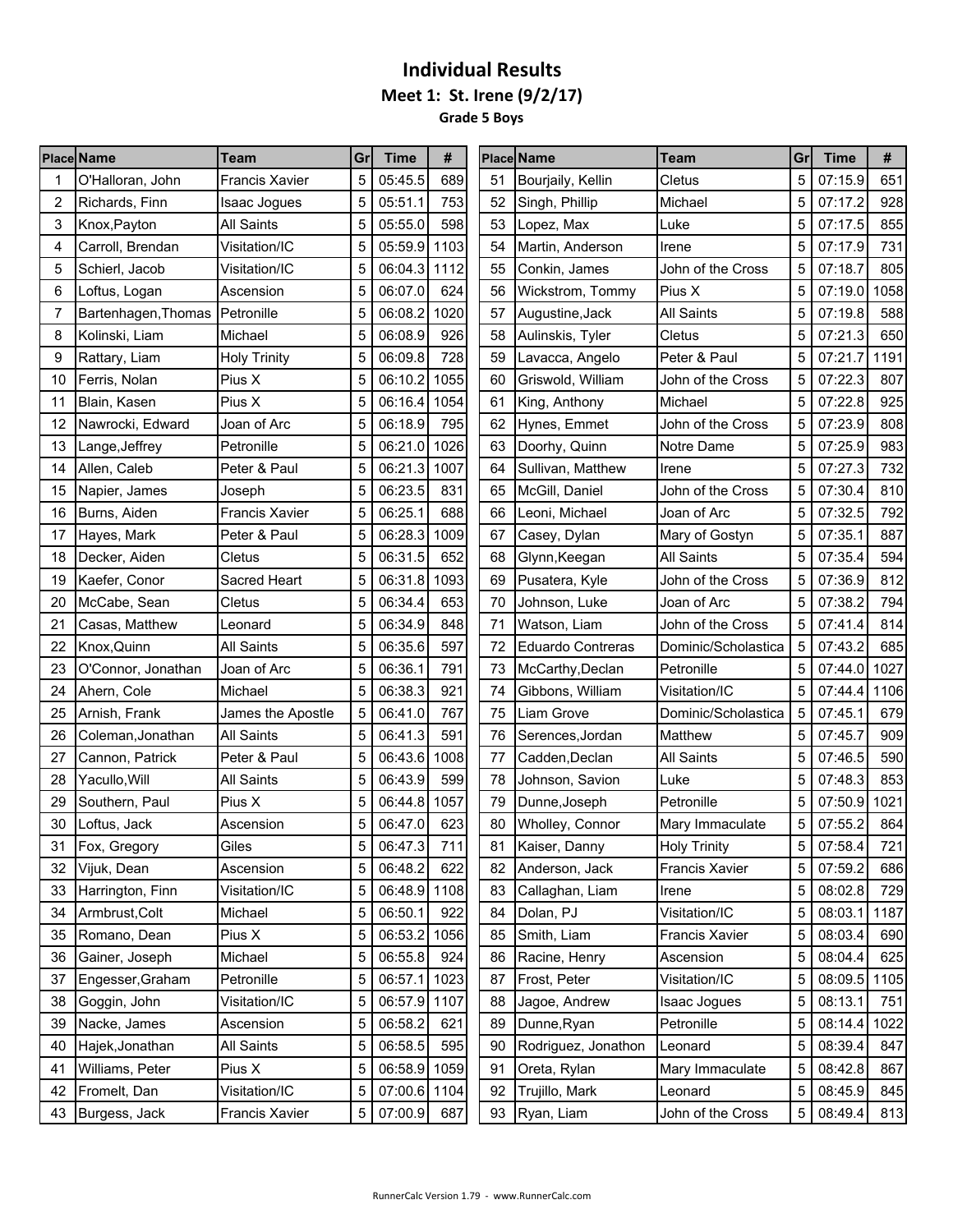# Individual Results

## Meet 1: St. Irene (9/2/17)

### Grade 5 Boys

| Place | Name | Team | Gr | Time | # |
|---|---|---|---|---|---|
| 1 | O'Halloran, John | Francis Xavier | 5 | 05:45.5 | 689 |
| 2 | Richards, Finn | Isaac Jogues | 5 | 05:51.1 | 753 |
| 3 | Knox,Payton | All Saints | 5 | 05:55.0 | 598 |
| 4 | Carroll, Brendan | Visitation/IC | 5 | 05:59.9 | 1103 |
| 5 | Schierl, Jacob | Visitation/IC | 5 | 06:04.3 | 1112 |
| 6 | Loftus, Logan | Ascension | 5 | 06:07.0 | 624 |
| 7 | Bartenhagen,Thomas | Petronille | 5 | 06:08.2 | 1020 |
| 8 | Kolinski, Liam | Michael | 5 | 06:08.9 | 926 |
| 9 | Rattary, Liam | Holy Trinity | 5 | 06:09.8 | 728 |
| 10 | Ferris, Nolan | Pius X | 5 | 06:10.2 | 1055 |
| 11 | Blain, Kasen | Pius X | 5 | 06:16.4 | 1054 |
| 12 | Nawrocki, Edward | Joan of Arc | 5 | 06:18.9 | 795 |
| 13 | Lange,Jeffrey | Petronille | 5 | 06:21.0 | 1026 |
| 14 | Allen, Caleb | Peter & Paul | 5 | 06:21.3 | 1007 |
| 15 | Napier, James | Joseph | 5 | 06:23.5 | 831 |
| 16 | Burns, Aiden | Francis Xavier | 5 | 06:25.1 | 688 |
| 17 | Hayes, Mark | Peter & Paul | 5 | 06:28.3 | 1009 |
| 18 | Decker, Aiden | Cletus | 5 | 06:31.5 | 652 |
| 19 | Kaefer, Conor | Sacred Heart | 5 | 06:31.8 | 1093 |
| 20 | McCabe, Sean | Cletus | 5 | 06:34.4 | 653 |
| 21 | Casas, Matthew | Leonard | 5 | 06:34.9 | 848 |
| 22 | Knox,Quinn | All Saints | 5 | 06:35.6 | 597 |
| 23 | O'Connor, Jonathan | Joan of Arc | 5 | 06:36.1 | 791 |
| 24 | Ahern, Cole | Michael | 5 | 06:38.3 | 921 |
| 25 | Arnish, Frank | James the Apostle | 5 | 06:41.0 | 767 |
| 26 | Coleman,Jonathan | All Saints | 5 | 06:41.3 | 591 |
| 27 | Cannon, Patrick | Peter & Paul | 5 | 06:43.6 | 1008 |
| 28 | Yacullo,Will | All Saints | 5 | 06:43.9 | 599 |
| 29 | Southern, Paul | Pius X | 5 | 06:44.8 | 1057 |
| 30 | Loftus, Jack | Ascension | 5 | 06:47.0 | 623 |
| 31 | Fox, Gregory | Giles | 5 | 06:47.3 | 711 |
| 32 | Vijuk, Dean | Ascension | 5 | 06:48.2 | 622 |
| 33 | Harrington, Finn | Visitation/IC | 5 | 06:48.9 | 1108 |
| 34 | Armbrust,Colt | Michael | 5 | 06:50.1 | 922 |
| 35 | Romano, Dean | Pius X | 5 | 06:53.2 | 1056 |
| 36 | Gainer, Joseph | Michael | 5 | 06:55.8 | 924 |
| 37 | Engesser,Graham | Petronille | 5 | 06:57.1 | 1023 |
| 38 | Goggin, John | Visitation/IC | 5 | 06:57.9 | 1107 |
| 39 | Nacke, James | Ascension | 5 | 06:58.2 | 621 |
| 40 | Hajek,Jonathan | All Saints | 5 | 06:58.5 | 595 |
| 41 | Williams, Peter | Pius X | 5 | 06:58.9 | 1059 |
| 42 | Fromelt, Dan | Visitation/IC | 5 | 07:00.6 | 1104 |
| 43 | Burgess, Jack | Francis Xavier | 5 | 07:00.9 | 687 |
| 51 | Bourjaily, Kellin | Cletus | 5 | 07:15.9 | 651 |
| 52 | Singh, Phillip | Michael | 5 | 07:17.2 | 928 |
| 53 | Lopez, Max | Luke | 5 | 07:17.5 | 855 |
| 54 | Martin, Anderson | Irene | 5 | 07:17.9 | 731 |
| 55 | Conkin, James | John of the Cross | 5 | 07:18.7 | 805 |
| 56 | Wickstrom, Tommy | Pius X | 5 | 07:19.0 | 1058 |
| 57 | Augustine,Jack | All Saints | 5 | 07:19.8 | 588 |
| 58 | Aulinskis, Tyler | Cletus | 5 | 07:21.3 | 650 |
| 59 | Lavacca, Angelo | Peter & Paul | 5 | 07:21.7 | 1191 |
| 60 | Griswold, William | John of the Cross | 5 | 07:22.3 | 807 |
| 61 | King, Anthony | Michael | 5 | 07:22.8 | 925 |
| 62 | Hynes, Emmet | John of the Cross | 5 | 07:23.9 | 808 |
| 63 | Doorhy, Quinn | Notre Dame | 5 | 07:25.9 | 983 |
| 64 | Sullivan, Matthew | Irene | 5 | 07:27.3 | 732 |
| 65 | McGill, Daniel | John of the Cross | 5 | 07:30.4 | 810 |
| 66 | Leoni, Michael | Joan of Arc | 5 | 07:32.5 | 792 |
| 67 | Casey, Dylan | Mary of Gostyn | 5 | 07:35.1 | 887 |
| 68 | Glynn,Keegan | All Saints | 5 | 07:35.4 | 594 |
| 69 | Pusatera, Kyle | John of the Cross | 5 | 07:36.9 | 812 |
| 70 | Johnson, Luke | Joan of Arc | 5 | 07:38.2 | 794 |
| 71 | Watson, Liam | John of the Cross | 5 | 07:41.4 | 814 |
| 72 | Eduardo Contreras | Dominic/Scholastica | 5 | 07:43.2 | 685 |
| 73 | McCarthy,Declan | Petronille | 5 | 07:44.0 | 1027 |
| 74 | Gibbons, William | Visitation/IC | 5 | 07:44.4 | 1106 |
| 75 | Liam Grove | Dominic/Scholastica | 5 | 07:45.1 | 679 |
| 76 | Serences,Jordan | Matthew | 5 | 07:45.7 | 909 |
| 77 | Cadden,Declan | All Saints | 5 | 07:46.5 | 590 |
| 78 | Johnson, Savion | Luke | 5 | 07:48.3 | 853 |
| 79 | Dunne,Joseph | Petronille | 5 | 07:50.9 | 1021 |
| 80 | Wholley, Connor | Mary Immaculate | 5 | 07:55.2 | 864 |
| 81 | Kaiser, Danny | Holy Trinity | 5 | 07:58.4 | 721 |
| 82 | Anderson, Jack | Francis Xavier | 5 | 07:59.2 | 686 |
| 83 | Callaghan, Liam | Irene | 5 | 08:02.8 | 729 |
| 84 | Dolan, PJ | Visitation/IC | 5 | 08:03.1 | 1187 |
| 85 | Smith, Liam | Francis Xavier | 5 | 08:03.4 | 690 |
| 86 | Racine, Henry | Ascension | 5 | 08:04.4 | 625 |
| 87 | Frost, Peter | Visitation/IC | 5 | 08:09.5 | 1105 |
| 88 | Jagoe, Andrew | Isaac Jogues | 5 | 08:13.1 | 751 |
| 89 | Dunne,Ryan | Petronille | 5 | 08:14.4 | 1022 |
| 90 | Rodriguez, Jonathon | Leonard | 5 | 08:39.4 | 847 |
| 91 | Oreta, Rylan | Mary Immaculate | 5 | 08:42.8 | 867 |
| 92 | Trujillo, Mark | Leonard | 5 | 08:45.9 | 845 |
| 93 | Ryan, Liam | John of the Cross | 5 | 08:49.4 | 813 |

RunnerCalc Version 1.79 - www.RunnerCalc.com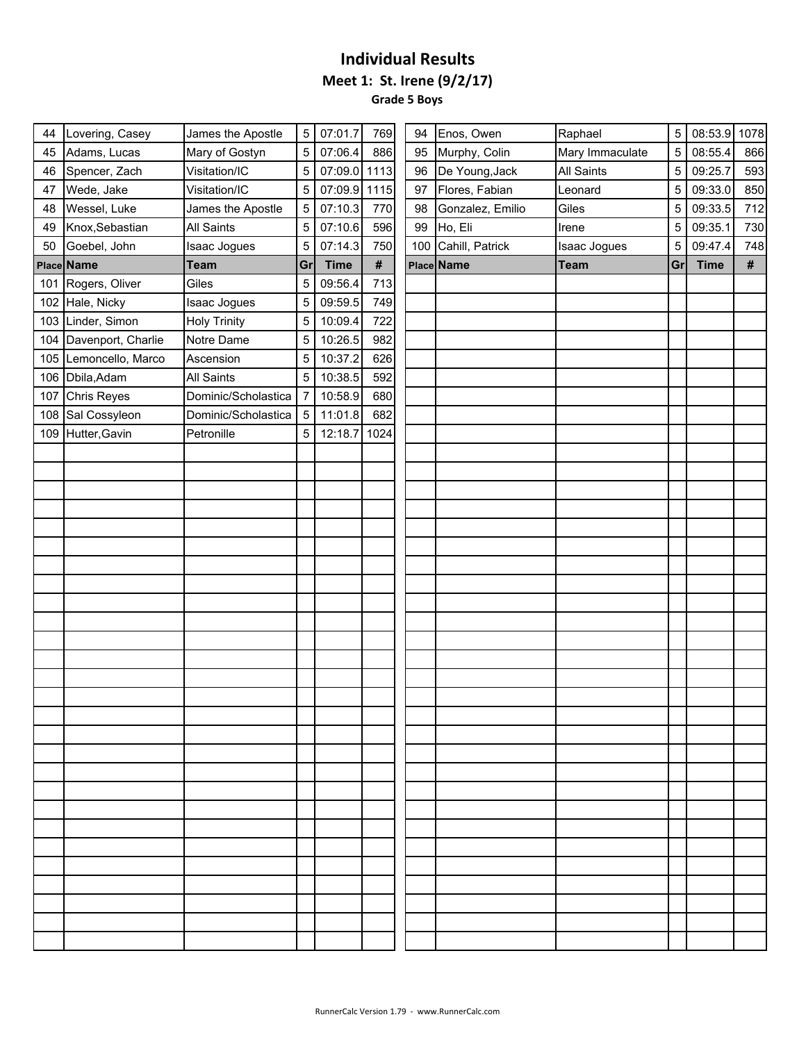# Individual Results

## Meet 1: St. Irene (9/2/17)

### Grade 5 Boys

| Place | Name | Team | Gr | Time | # |
|---|---|---|---|---|---|
| 44 | Lovering, Casey | James the Apostle | 5 | 07:01.7 | 769 |
| 45 | Adams, Lucas | Mary of Gostyn | 5 | 07:06.4 | 886 |
| 46 | Spencer, Zach | Visitation/IC | 5 | 07:09.0 | 1113 |
| 47 | Wede, Jake | Visitation/IC | 5 | 07:09.9 | 1115 |
| 48 | Wessel, Luke | James the Apostle | 5 | 07:10.3 | 770 |
| 49 | Knox,Sebastian | All Saints | 5 | 07:10.6 | 596 |
| 50 | Goebel, John | Isaac Jogues | 5 | 07:14.3 | 750 |

| Place | Name | Team | Gr | Time | # |
|---|---|---|---|---|---|
| 94 | Enos, Owen | Raphael | 5 | 08:53.9 | 1078 |
| 95 | Murphy, Colin | Mary Immaculate | 5 | 08:55.4 | 866 |
| 96 | De Young,Jack | All Saints | 5 | 09:25.7 | 593 |
| 97 | Flores, Fabian | Leonard | 5 | 09:33.0 | 850 |
| 98 | Gonzalez, Emilio | Giles | 5 | 09:33.5 | 712 |
| 99 | Ho, Eli | Irene | 5 | 09:35.1 | 730 |
| 100 | Cahill, Patrick | Isaac Jogues | 5 | 09:47.4 | 748 |
| 101 | Rogers, Oliver | Giles | 5 | 09:56.4 | 713 |
| 102 | Hale, Nicky | Isaac Jogues | 5 | 09:59.5 | 749 |
| 103 | Linder, Simon | Holy Trinity | 5 | 10:09.4 | 722 |
| 104 | Davenport, Charlie | Notre Dame | 5 | 10:26.5 | 982 |
| 105 | Lemoncello, Marco | Ascension | 5 | 10:37.2 | 626 |
| 106 | Dbila,Adam | All Saints | 5 | 10:38.5 | 592 |
| 107 | Chris Reyes | Dominic/Scholastica | 7 | 10:58.9 | 680 |
| 108 | Sal Cossyleon | Dominic/Scholastica | 5 | 11:01.8 | 682 |
| 109 | Hutter,Gavin | Petronille | 5 | 12:18.7 | 1024 |

RunnerCalc Version 1.79 - www.RunnerCalc.com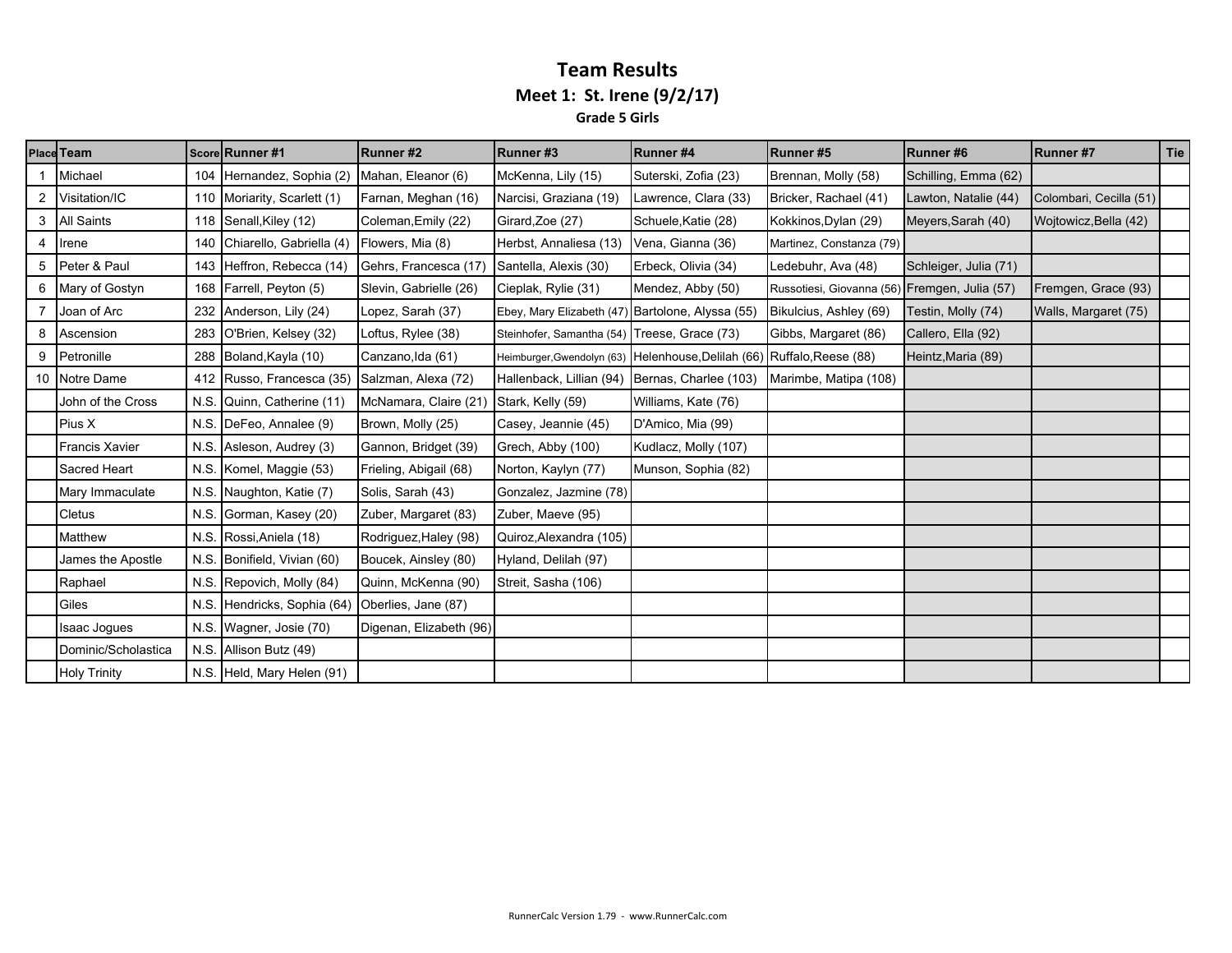# Team Results

## Meet 1: St. Irene (9/2/17)

### Grade 5 Girls

| Place | Team | Score | Runner #1 | Runner #2 | Runner #3 | Runner #4 | Runner #5 | Runner #6 | Runner #7 | Tie |
|---|---|---|---|---|---|---|---|---|---|---|
| 1 | Michael | 104 | Hernandez, Sophia (2) | Mahan, Eleanor (6) | McKenna, Lily (15) | Suterski, Zofia (23) | Brennan, Molly (58) | Schilling, Emma (62) | | |
| 2 | Visitation/IC | 110 | Moriarity, Scarlett (1) | Farnan, Meghan (16) | Narcisi, Graziana (19) | Lawrence, Clara (33) | Bricker, Rachael (41) | Lawton, Natalie (44) | Colombari, Cecilla (51) | |
| 3 | All Saints | 118 | Senall,Kiley (12) | Coleman,Emily (22) | Girard,Zoe (27) | Schuele,Katie (28) | Kokkinos,Dylan (29) | Meyers,Sarah (40) | Wojtowicz,Bella (42) | |
| 4 | Irene | 140 | Chiarello, Gabriella (4) | Flowers, Mia (8) | Herbst, Annaliesa (13) | Vena, Gianna (36) | Martinez, Constanza (79) | | | |
| 5 | Peter & Paul | 143 | Heffron, Rebecca (14) | Gehrs, Francesca (17) | Santella, Alexis (30) | Erbeck, Olivia (34) | Ledebuhr, Ava (48) | Schleiger, Julia (71) | | |
| 6 | Mary of Gostyn | 168 | Farrell, Peyton (5) | Slevin, Gabrielle (26) | Cieplak, Rylie (31) | Mendez, Abby (50) | Russotiesi, Giovanna (56) | Fremgen, Julia (57) | Fremgen, Grace (93) | |
| 7 | Joan of Arc | 232 | Anderson, Lily (24) | Lopez, Sarah (37) | Ebey, Mary Elizabeth (47) | Bartolone, Alyssa (55) | Bikulcius, Ashley (69) | Testin, Molly (74) | Walls, Margaret (75) | |
| 8 | Ascension | 283 | O'Brien, Kelsey (32) | Loftus, Rylee (38) | Steinhofer, Samantha (54) | Treese, Grace (73) | Gibbs, Margaret (86) | Callero, Ella (92) | | |
| 9 | Petronille | 288 | Boland,Kayla (10) | Canzano,Ida (61) | Heimburger,Gwendolyn (63) | Helenhouse,Delilah (66) | Ruffalo,Reese (88) | Heintz,Maria (89) | | |
| 10 | Notre Dame | 412 | Russo, Francesca (35) | Salzman, Alexa (72) | Hallenback, Lillian (94) | Bernas, Charlee (103) | Marimbe, Matipa (108) | | | |
| | John of the Cross | N.S. | Quinn, Catherine (11) | McNamara, Claire (21) | Stark, Kelly (59) | Williams, Kate (76) | | | | |
| | Pius X | N.S. | DeFeo, Annalee (9) | Brown, Molly (25) | Casey, Jeannie (45) | D'Amico, Mia (99) | | | | |
| | Francis Xavier | N.S. | Asleson, Audrey (3) | Gannon, Bridget (39) | Grech, Abby (100) | Kudlacz, Molly (107) | | | | |
| | Sacred Heart | N.S. | Komel, Maggie (53) | Frieling, Abigail (68) | Norton, Kaylyn (77) | Munson, Sophia (82) | | | | |
| | Mary Immaculate | N.S. | Naughton, Katie (7) | Solis, Sarah (43) | Gonzalez, Jazmine (78) | | | | | |
| | Cletus | N.S. | Gorman, Kasey (20) | Zuber, Margaret (83) | Zuber, Maeve (95) | | | | | |
| | Matthew | N.S. | Rossi,Aniela (18) | Rodriguez,Haley (98) | Quiroz,Alexandra (105) | | | | | |
| | James the Apostle | N.S. | Bonifield, Vivian (60) | Boucek, Ainsley (80) | Hyland, Delilah (97) | | | | | |
| | Raphael | N.S. | Repovich, Molly (84) | Quinn, McKenna (90) | Streit, Sasha (106) | | | | | |
| | Giles | N.S. | Hendricks, Sophia (64) | Oberlies, Jane (87) | | | | | | |
| | Isaac Jogues | N.S. | Wagner, Josie (70) | Digenan, Elizabeth (96) | | | | | | |
| | Dominic/Scholastica | N.S. | Allison Butz (49) | | | | | | | |
| | Holy Trinity | N.S. | Held, Mary Helen (91) | | | | | | | |

RunnerCalc Version 1.79 - www.RunnerCalc.com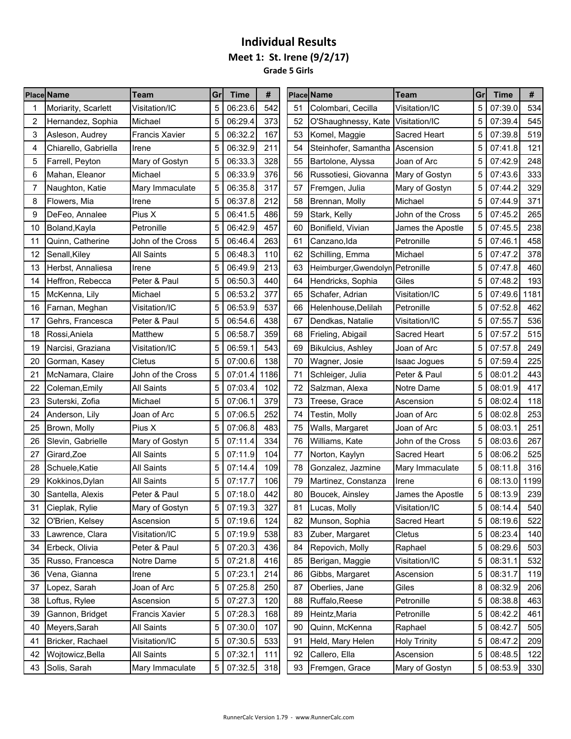# Individual Results

## Meet 1: St. Irene (9/2/17)

### Grade 5 Girls

| Place | Name | Team | Gr | Time | # |
|---|---|---|---|---|---|
| 1 | Moriarity, Scarlett | Visitation/IC | 5 | 06:23.6 | 542 |
| 2 | Hernandez, Sophia | Michael | 5 | 06:29.4 | 373 |
| 3 | Asleson, Audrey | Francis Xavier | 5 | 06:32.2 | 167 |
| 4 | Chiarello, Gabriella | Irene | 5 | 06:32.9 | 211 |
| 5 | Farrell, Peyton | Mary of Gostyn | 5 | 06:33.3 | 328 |
| 6 | Mahan, Eleanor | Michael | 5 | 06:33.9 | 376 |
| 7 | Naughton, Katie | Mary Immaculate | 5 | 06:35.8 | 317 |
| 8 | Flowers, Mia | Irene | 5 | 06:37.8 | 212 |
| 9 | DeFeo, Annalee | Pius X | 5 | 06:41.5 | 486 |
| 10 | Boland,Kayla | Petronille | 5 | 06:42.9 | 457 |
| 11 | Quinn, Catherine | John of the Cross | 5 | 06:46.4 | 263 |
| 12 | Senall,Kiley | All Saints | 5 | 06:48.3 | 110 |
| 13 | Herbst, Annaliesa | Irene | 5 | 06:49.9 | 213 |
| 14 | Heffron, Rebecca | Peter & Paul | 5 | 06:50.3 | 440 |
| 15 | McKenna, Lily | Michael | 5 | 06:53.2 | 377 |
| 16 | Farnan, Meghan | Visitation/IC | 5 | 06:53.9 | 537 |
| 17 | Gehrs, Francesca | Peter & Paul | 5 | 06:54.6 | 438 |
| 18 | Rossi,Aniela | Matthew | 5 | 06:58.7 | 359 |
| 19 | Narcisi, Graziana | Visitation/IC | 5 | 06:59.1 | 543 |
| 20 | Gorman, Kasey | Cletus | 5 | 07:00.6 | 138 |
| 21 | McNamara, Claire | John of the Cross | 5 | 07:01.4 | 1186 |
| 22 | Coleman,Emily | All Saints | 5 | 07:03.4 | 102 |
| 23 | Suterski, Zofia | Michael | 5 | 07:06.1 | 379 |
| 24 | Anderson, Lily | Joan of Arc | 5 | 07:06.5 | 252 |
| 25 | Brown, Molly | Pius X | 5 | 07:06.8 | 483 |
| 26 | Slevin, Gabrielle | Mary of Gostyn | 5 | 07:11.4 | 334 |
| 27 | Girard,Zoe | All Saints | 5 | 07:11.9 | 104 |
| 28 | Schuele,Katie | All Saints | 5 | 07:14.4 | 109 |
| 29 | Kokkinos,Dylan | All Saints | 5 | 07:17.7 | 106 |
| 30 | Santella, Alexis | Peter & Paul | 5 | 07:18.0 | 442 |
| 31 | Cieplak, Rylie | Mary of Gostyn | 5 | 07:19.3 | 327 |
| 32 | O'Brien, Kelsey | Ascension | 5 | 07:19.6 | 124 |
| 33 | Lawrence, Clara | Visitation/IC | 5 | 07:19.9 | 538 |
| 34 | Erbeck, Olivia | Peter & Paul | 5 | 07:20.3 | 436 |
| 35 | Russo, Francesca | Notre Dame | 5 | 07:21.8 | 416 |
| 36 | Vena, Gianna | Irene | 5 | 07:23.1 | 214 |
| 37 | Lopez, Sarah | Joan of Arc | 5 | 07:25.8 | 250 |
| 38 | Loftus, Rylee | Ascension | 5 | 07:27.3 | 120 |
| 39 | Gannon, Bridget | Francis Xavier | 5 | 07:28.3 | 168 |
| 40 | Meyers,Sarah | All Saints | 5 | 07:30.0 | 107 |
| 41 | Bricker, Rachael | Visitation/IC | 5 | 07:30.5 | 533 |
| 42 | Wojtowicz,Bella | All Saints | 5 | 07:32.1 | 111 |
| 43 | Solis, Sarah | Mary Immaculate | 5 | 07:32.5 | 318 |
| 51 | Colombari, Cecilla | Visitation/IC | 5 | 07:39.0 | 534 |
| 52 | O'Shaughnessy, Kate | Visitation/IC | 5 | 07:39.4 | 545 |
| 53 | Komel, Maggie | Sacred Heart | 5 | 07:39.8 | 519 |
| 54 | Steinhofer, Samantha | Ascension | 5 | 07:41.8 | 121 |
| 55 | Bartolone, Alyssa | Joan of Arc | 5 | 07:42.9 | 248 |
| 56 | Russotiesi, Giovanna | Mary of Gostyn | 5 | 07:43.6 | 333 |
| 57 | Fremgen, Julia | Mary of Gostyn | 5 | 07:44.2 | 329 |
| 58 | Brennan, Molly | Michael | 5 | 07:44.9 | 371 |
| 59 | Stark, Kelly | John of the Cross | 5 | 07:45.2 | 265 |
| 60 | Bonifield, Vivian | James the Apostle | 5 | 07:45.5 | 238 |
| 61 | Canzano,Ida | Petronille | 5 | 07:46.1 | 458 |
| 62 | Schilling, Emma | Michael | 5 | 07:47.2 | 378 |
| 63 | Heimburger,Gwendolyn | Petronille | 5 | 07:47.8 | 460 |
| 64 | Hendricks, Sophia | Giles | 5 | 07:48.2 | 193 |
| 65 | Schafer, Adrian | Visitation/IC | 5 | 07:49.6 | 1181 |
| 66 | Helenhouse,Delilah | Petronille | 5 | 07:52.8 | 462 |
| 67 | Dendkas, Natalie | Visitation/IC | 5 | 07:55.7 | 536 |
| 68 | Frieling, Abigail | Sacred Heart | 5 | 07:57.2 | 515 |
| 69 | Bikulcius, Ashley | Joan of Arc | 5 | 07:57.8 | 249 |
| 70 | Wagner, Josie | Isaac Jogues | 5 | 07:59.4 | 225 |
| 71 | Schleiger, Julia | Peter & Paul | 5 | 08:01.2 | 443 |
| 72 | Salzman, Alexa | Notre Dame | 5 | 08:01.9 | 417 |
| 73 | Treese, Grace | Ascension | 5 | 08:02.4 | 118 |
| 74 | Testin, Molly | Joan of Arc | 5 | 08:02.8 | 253 |
| 75 | Walls, Margaret | Joan of Arc | 5 | 08:03.1 | 251 |
| 76 | Williams, Kate | John of the Cross | 5 | 08:03.6 | 267 |
| 77 | Norton, Kaylyn | Sacred Heart | 5 | 08:06.2 | 525 |
| 78 | Gonzalez, Jazmine | Mary Immaculate | 5 | 08:11.8 | 316 |
| 79 | Martinez, Constanza | Irene | 6 | 08:13.0 | 1199 |
| 80 | Boucek, Ainsley | James the Apostle | 5 | 08:13.9 | 239 |
| 81 | Lucas, Molly | Visitation/IC | 5 | 08:14.4 | 540 |
| 82 | Munson, Sophia | Sacred Heart | 5 | 08:19.6 | 522 |
| 83 | Zuber, Margaret | Cletus | 5 | 08:23.4 | 140 |
| 84 | Repovich, Molly | Raphael | 5 | 08:29.6 | 503 |
| 85 | Berigan, Maggie | Visitation/IC | 5 | 08:31.1 | 532 |
| 86 | Gibbs, Margaret | Ascension | 5 | 08:31.7 | 119 |
| 87 | Oberlies, Jane | Giles | 8 | 08:32.9 | 206 |
| 88 | Ruffalo,Reese | Petronille | 5 | 08:38.8 | 463 |
| 89 | Heintz,Maria | Petronille | 5 | 08:42.2 | 461 |
| 90 | Quinn, McKenna | Raphael | 5 | 08:42.7 | 505 |
| 91 | Held, Mary Helen | Holy Trinity | 5 | 08:47.2 | 209 |
| 92 | Callero, Ella | Ascension | 5 | 08:48.5 | 122 |
| 93 | Fremgen, Grace | Mary of Gostyn | 5 | 08:53.9 | 330 |

RunnerCalc Version 1.79 - www.RunnerCalc.com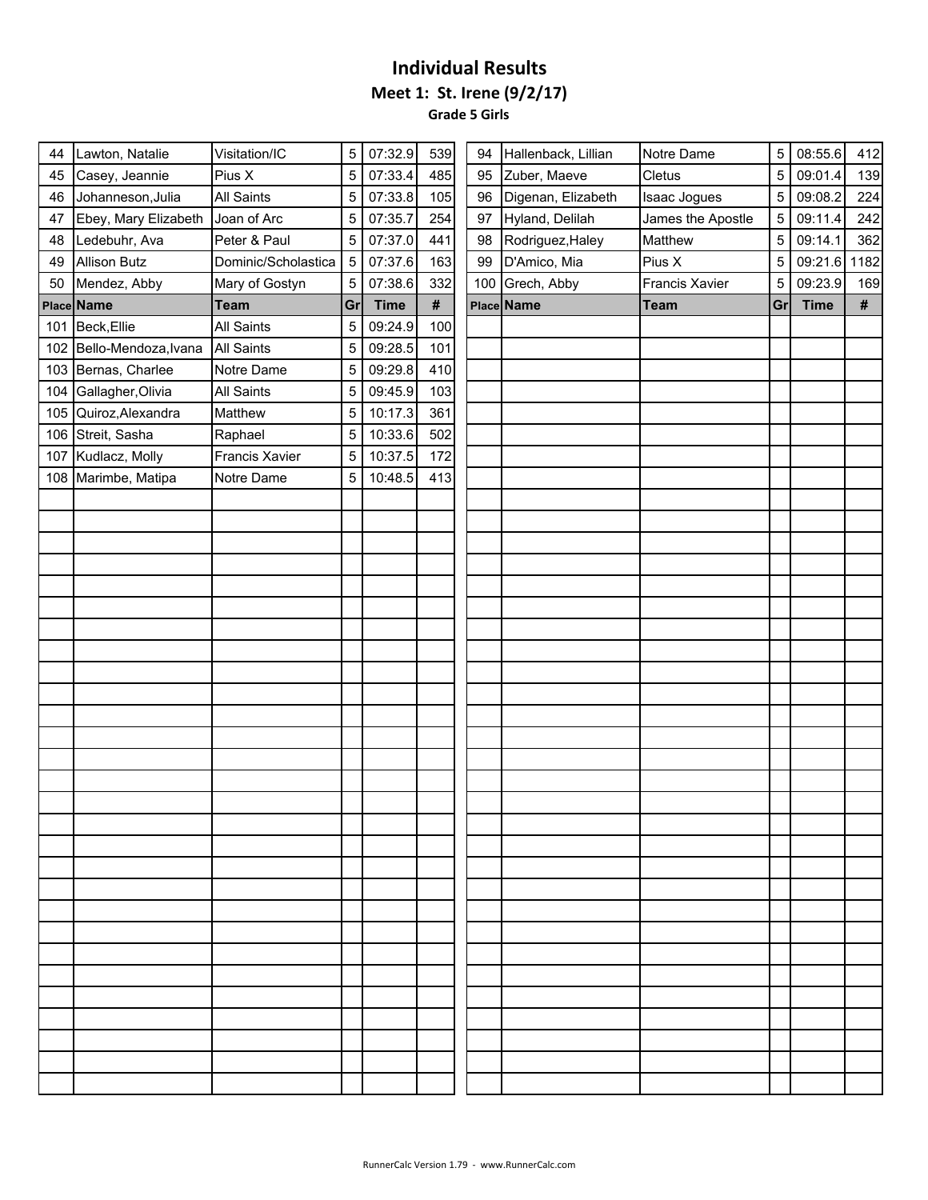# Individual Results

## Meet 1: St. Irene (9/2/17)

### Grade 5 Girls

| Place | Name | Team | Gr | Time | # |
|---|---|---|---|---|---|
| 44 | Lawton, Natalie | Visitation/IC | 5 | 07:32.9 | 539 |
| 45 | Casey, Jeannie | Pius X | 5 | 07:33.4 | 485 |
| 46 | Johanneson,Julia | All Saints | 5 | 07:33.8 | 105 |
| 47 | Ebey, Mary Elizabeth | Joan of Arc | 5 | 07:35.7 | 254 |
| 48 | Ledebuhr, Ava | Peter & Paul | 5 | 07:37.0 | 441 |
| 49 | Allison Butz | Dominic/Scholastica | 5 | 07:37.6 | 163 |
| 50 | Mendez, Abby | Mary of Gostyn | 5 | 07:38.6 | 332 |
| 94 | Hallenback, Lillian | Notre Dame | 5 | 08:55.6 | 412 |
| 95 | Zuber, Maeve | Cletus | 5 | 09:01.4 | 139 |
| 96 | Digenan, Elizabeth | Isaac Jogues | 5 | 09:08.2 | 224 |
| 97 | Hyland, Delilah | James the Apostle | 5 | 09:11.4 | 242 |
| 98 | Rodriguez,Haley | Matthew | 5 | 09:14.1 | 362 |
| 99 | D'Amico, Mia | Pius X | 5 | 09:21.6 | 1182 |
| 100 | Grech, Abby | Francis Xavier | 5 | 09:23.9 | 169 |
| 101 | Beck,Ellie | All Saints | 5 | 09:24.9 | 100 |
| 102 | Bello-Mendoza,Ivana | All Saints | 5 | 09:28.5 | 101 |
| 103 | Bernas, Charlee | Notre Dame | 5 | 09:29.8 | 410 |
| 104 | Gallagher,Olivia | All Saints | 5 | 09:45.9 | 103 |
| 105 | Quiroz,Alexandra | Matthew | 5 | 10:17.3 | 361 |
| 106 | Streit, Sasha | Raphael | 5 | 10:33.6 | 502 |
| 107 | Kudlacz, Molly | Francis Xavier | 5 | 10:37.5 | 172 |
| 108 | Marimbe, Matipa | Notre Dame | 5 | 10:48.5 | 413 |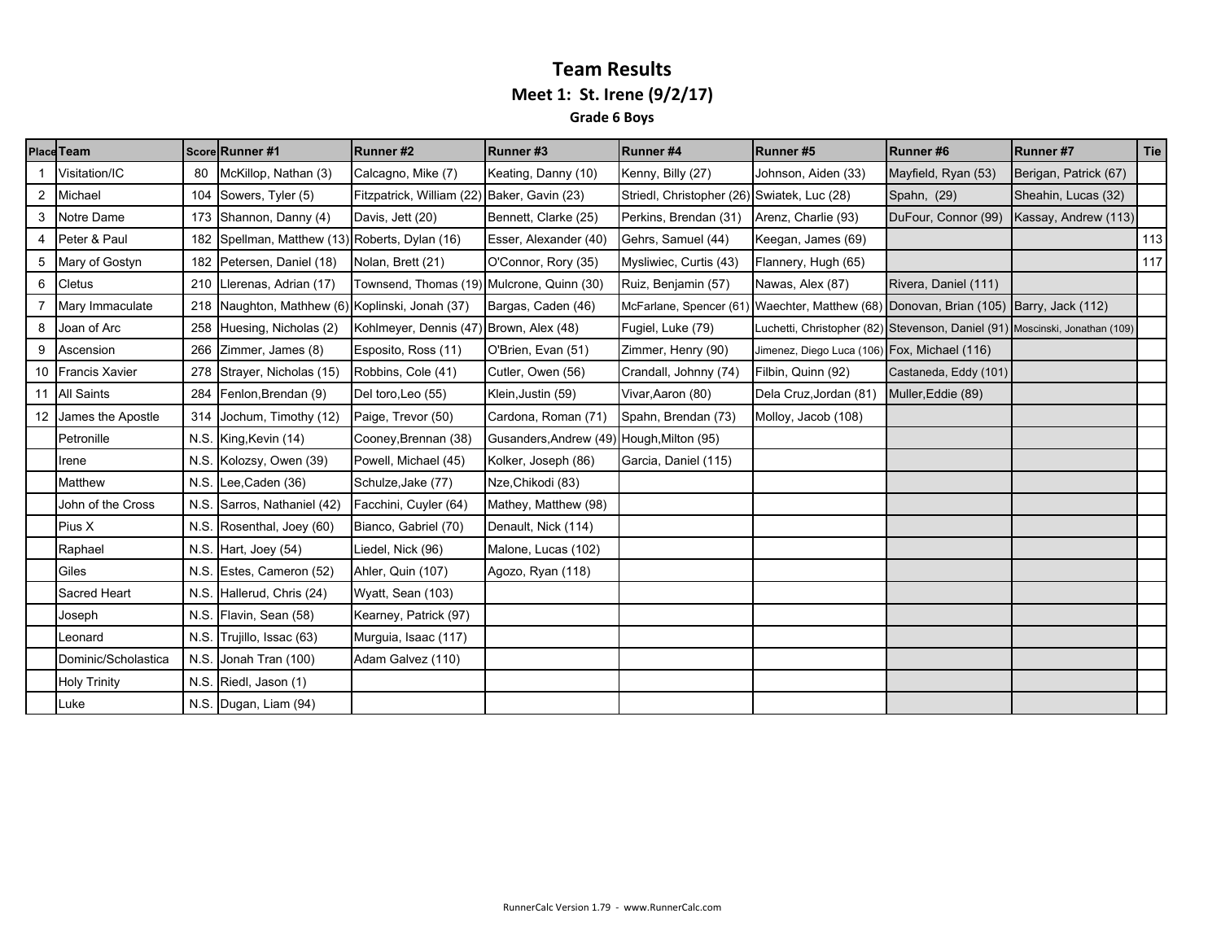# Team Results

## Meet 1: St. Irene (9/2/17)

### Grade 6 Boys

| Place | Team | Score | Runner #1 | Runner #2 | Runner #3 | Runner #4 | Runner #5 | Runner #6 | Runner #7 | Tie |
|---|---|---|---|---|---|---|---|---|---|---|
| 1 | Visitation/IC | 80 | McKillop, Nathan (3) | Calcagno, Mike (7) | Keating, Danny (10) | Kenny, Billy (27) | Johnson, Aiden (33) | Mayfield, Ryan (53) | Berigan, Patrick (67) | |
| 2 | Michael | 104 | Sowers, Tyler (5) | Fitzpatrick, William (22) | Baker, Gavin (23) | Striedl, Christopher (26) | Swiatek, Luc (28) | Spahn, (29) | Sheahin, Lucas (32) | |
| 3 | Notre Dame | 173 | Shannon, Danny (4) | Davis, Jett (20) | Bennett, Clarke (25) | Perkins, Brendan (31) | Arenz, Charlie (93) | DuFour, Connor (99) | Kassay, Andrew (113) | |
| 4 | Peter & Paul | 182 | Spellman, Matthew (13) | Roberts, Dylan (16) | Esser, Alexander (40) | Gehrs, Samuel (44) | Keegan, James (69) | | | 113 |
| 5 | Mary of Gostyn | 182 | Petersen, Daniel (18) | Nolan, Brett (21) | O'Connor, Rory (35) | Mysliwiec, Curtis (43) | Flannery, Hugh (65) | | | 117 |
| 6 | Cletus | 210 | Llerenas, Adrian (17) | Townsend, Thomas (19) | Mulcrone, Quinn (30) | Ruiz, Benjamin (57) | Nawas, Alex (87) | Rivera, Daniel (111) | | |
| 7 | Mary Immaculate | 218 | Naughton, Mathhew (6) | Koplinski, Jonah (37) | Bargas, Caden (46) | McFarlane, Spencer (61) | Waechter, Matthew (68) | Donovan, Brian (105) | Barry, Jack (112) | |
| 8 | Joan of Arc | 258 | Huesing, Nicholas (2) | Kohlmeyer, Dennis (47) | Brown, Alex (48) | Fugiel, Luke (79) | Luchetti, Christopher (82) | Stevenson, Daniel (91) | Moscinski, Jonathan (109) | |
| 9 | Ascension | 266 | Zimmer, James (8) | Esposito, Ross (11) | O'Brien, Evan (51) | Zimmer, Henry (90) | Jimenez, Diego Luca (106) | Fox, Michael (116) | | |
| 10 | Francis Xavier | 278 | Strayer, Nicholas (15) | Robbins, Cole (41) | Cutler, Owen (56) | Crandall, Johnny (74) | Filbin, Quinn (92) | Castaneda, Eddy (101) | | |
| 11 | All Saints | 284 | Fenlon,Brendan (9) | Del toro,Leo (55) | Klein,Justin (59) | Vivar,Aaron (80) | Dela Cruz,Jordan (81) | Muller,Eddie (89) | | |
| 12 | James the Apostle | 314 | Jochum, Timothy (12) | Paige, Trevor (50) | Cardona, Roman (71) | Spahn, Brendan (73) | Molloy, Jacob (108) | | | |
| | Petronille | N.S. | King,Kevin (14) | Cooney,Brennan (38) | Gusanders,Andrew (49) | Hough,Milton (95) | | | | |
| | Irene | N.S. | Kolozsy, Owen (39) | Powell, Michael (45) | Kolker, Joseph (86) | Garcia, Daniel (115) | | | | |
| | Matthew | N.S. | Lee,Caden (36) | Schulze,Jake (77) | Nze,Chikodi (83) | | | | | |
| | John of the Cross | N.S. | Sarros, Nathaniel (42) | Facchini, Cuyler (64) | Mathey, Matthew (98) | | | | | |
| | Pius X | N.S. | Rosenthal, Joey (60) | Bianco, Gabriel (70) | Denault, Nick (114) | | | | | |
| | Raphael | N.S. | Hart, Joey (54) | Liedel, Nick (96) | Malone, Lucas (102) | | | | | |
| | Giles | N.S. | Estes, Cameron (52) | Ahler, Quin (107) | Agozo, Ryan (118) | | | | | |
| | Sacred Heart | N.S. | Hallerud, Chris (24) | Wyatt, Sean (103) | | | | | | |
| | Joseph | N.S. | Flavin, Sean (58) | Kearney, Patrick (97) | | | | | | |
| | Leonard | N.S. | Trujillo, Issac (63) | Murguia, Isaac (117) | | | | | | |
| | Dominic/Scholastica | N.S. | Jonah Tran (100) | Adam Galvez (110) | | | | | | |
| | Holy Trinity | N.S. | Riedl, Jason (1) | | | | | | | |
| | Luke | N.S. | Dugan, Liam (94) | | | | | | | |

RunnerCalc Version 1.79 - www.RunnerCalc.com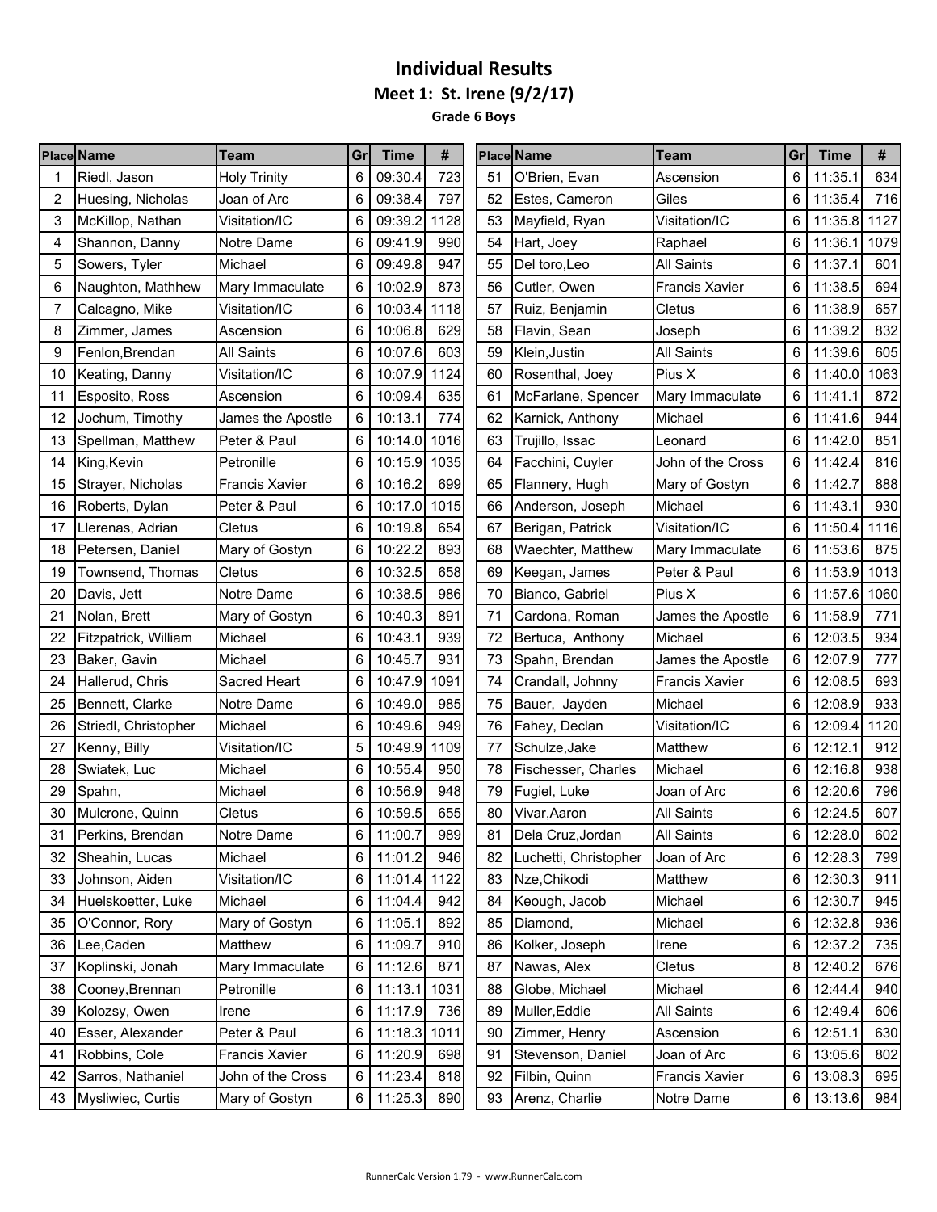# Individual Results

## Meet 1: St. Irene (9/2/17)

### Grade 6 Boys

| Place | Name | Team | Gr | Time | # |
|---|---|---|---|---|---|
| 1 | Riedl, Jason | Holy Trinity | 6 | 09:30.4 | 723 |
| 2 | Huesing, Nicholas | Joan of Arc | 6 | 09:38.4 | 797 |
| 3 | McKillop, Nathan | Visitation/IC | 6 | 09:39.2 | 1128 |
| 4 | Shannon, Danny | Notre Dame | 6 | 09:41.9 | 990 |
| 5 | Sowers, Tyler | Michael | 6 | 09:49.8 | 947 |
| 6 | Naughton, Mathhew | Mary Immaculate | 6 | 10:02.9 | 873 |
| 7 | Calcagno, Mike | Visitation/IC | 6 | 10:03.4 | 1118 |
| 8 | Zimmer, James | Ascension | 6 | 10:06.8 | 629 |
| 9 | Fenlon,Brendan | All Saints | 6 | 10:07.6 | 603 |
| 10 | Keating, Danny | Visitation/IC | 6 | 10:07.9 | 1124 |
| 11 | Esposito, Ross | Ascension | 6 | 10:09.4 | 635 |
| 12 | Jochum, Timothy | James the Apostle | 6 | 10:13.1 | 774 |
| 13 | Spellman, Matthew | Peter & Paul | 6 | 10:14.0 | 1016 |
| 14 | King,Kevin | Petronille | 6 | 10:15.9 | 1035 |
| 15 | Strayer, Nicholas | Francis Xavier | 6 | 10:16.2 | 699 |
| 16 | Roberts, Dylan | Peter & Paul | 6 | 10:17.0 | 1015 |
| 17 | Llerenas, Adrian | Cletus | 6 | 10:19.8 | 654 |
| 18 | Petersen, Daniel | Mary of Gostyn | 6 | 10:22.2 | 893 |
| 19 | Townsend, Thomas | Cletus | 6 | 10:32.5 | 658 |
| 20 | Davis, Jett | Notre Dame | 6 | 10:38.5 | 986 |
| 21 | Nolan, Brett | Mary of Gostyn | 6 | 10:40.3 | 891 |
| 22 | Fitzpatrick, William | Michael | 6 | 10:43.1 | 939 |
| 23 | Baker, Gavin | Michael | 6 | 10:45.7 | 931 |
| 24 | Hallerud, Chris | Sacred Heart | 6 | 10:47.9 | 1091 |
| 25 | Bennett, Clarke | Notre Dame | 6 | 10:49.0 | 985 |
| 26 | Striedl, Christopher | Michael | 6 | 10:49.6 | 949 |
| 27 | Kenny, Billy | Visitation/IC | 5 | 10:49.9 | 1109 |
| 28 | Swiatek, Luc | Michael | 6 | 10:55.4 | 950 |
| 29 | Spahn, | Michael | 6 | 10:56.9 | 948 |
| 30 | Mulcrone, Quinn | Cletus | 6 | 10:59.5 | 655 |
| 31 | Perkins, Brendan | Notre Dame | 6 | 11:00.7 | 989 |
| 32 | Sheahin, Lucas | Michael | 6 | 11:01.2 | 946 |
| 33 | Johnson, Aiden | Visitation/IC | 6 | 11:01.4 | 1122 |
| 34 | Huelskoetter, Luke | Michael | 6 | 11:04.4 | 942 |
| 35 | O'Connor, Rory | Mary of Gostyn | 6 | 11:05.1 | 892 |
| 36 | Lee,Caden | Matthew | 6 | 11:09.7 | 910 |
| 37 | Koplinski, Jonah | Mary Immaculate | 6 | 11:12.6 | 871 |
| 38 | Cooney,Brennan | Petronille | 6 | 11:13.1 | 1031 |
| 39 | Kolozsy, Owen | Irene | 6 | 11:17.9 | 736 |
| 40 | Esser, Alexander | Peter & Paul | 6 | 11:18.3 | 1011 |
| 41 | Robbins, Cole | Francis Xavier | 6 | 11:20.9 | 698 |
| 42 | Sarros, Nathaniel | John of the Cross | 6 | 11:23.4 | 818 |
| 43 | Mysliwiec, Curtis | Mary of Gostyn | 6 | 11:25.3 | 890 |
| 51 | O'Brien, Evan | Ascension | 6 | 11:35.1 | 634 |
| 52 | Estes, Cameron | Giles | 6 | 11:35.4 | 716 |
| 53 | Mayfield, Ryan | Visitation/IC | 6 | 11:35.8 | 1127 |
| 54 | Hart, Joey | Raphael | 6 | 11:36.1 | 1079 |
| 55 | Del toro,Leo | All Saints | 6 | 11:37.1 | 601 |
| 56 | Cutler, Owen | Francis Xavier | 6 | 11:38.5 | 694 |
| 57 | Ruiz, Benjamin | Cletus | 6 | 11:38.9 | 657 |
| 58 | Flavin, Sean | Joseph | 6 | 11:39.2 | 832 |
| 59 | Klein,Justin | All Saints | 6 | 11:39.6 | 605 |
| 60 | Rosenthal, Joey | Pius X | 6 | 11:40.0 | 1063 |
| 61 | McFarlane, Spencer | Mary Immaculate | 6 | 11:41.1 | 872 |
| 62 | Karnick, Anthony | Michael | 6 | 11:41.6 | 944 |
| 63 | Trujillo, Issac | Leonard | 6 | 11:42.0 | 851 |
| 64 | Facchini, Cuyler | John of the Cross | 6 | 11:42.4 | 816 |
| 65 | Flannery, Hugh | Mary of Gostyn | 6 | 11:42.7 | 888 |
| 66 | Anderson, Joseph | Michael | 6 | 11:43.1 | 930 |
| 67 | Berigan, Patrick | Visitation/IC | 6 | 11:50.4 | 1116 |
| 68 | Waechter, Matthew | Mary Immaculate | 6 | 11:53.6 | 875 |
| 69 | Keegan, James | Peter & Paul | 6 | 11:53.9 | 1013 |
| 70 | Bianco, Gabriel | Pius X | 6 | 11:57.6 | 1060 |
| 71 | Cardona, Roman | James the Apostle | 6 | 11:58.9 | 771 |
| 72 | Bertuca, Anthony | Michael | 6 | 12:03.5 | 934 |
| 73 | Spahn, Brendan | James the Apostle | 6 | 12:07.9 | 777 |
| 74 | Crandall, Johnny | Francis Xavier | 6 | 12:08.5 | 693 |
| 75 | Bauer, Jayden | Michael | 6 | 12:08.9 | 933 |
| 76 | Fahey, Declan | Visitation/IC | 6 | 12:09.4 | 1120 |
| 77 | Schulze,Jake | Matthew | 6 | 12:12.1 | 912 |
| 78 | Fischesser, Charles | Michael | 6 | 12:16.8 | 938 |
| 79 | Fugiel, Luke | Joan of Arc | 6 | 12:20.6 | 796 |
| 80 | Vivar,Aaron | All Saints | 6 | 12:24.5 | 607 |
| 81 | Dela Cruz,Jordan | All Saints | 6 | 12:28.0 | 602 |
| 82 | Luchetti, Christopher | Joan of Arc | 6 | 12:28.3 | 799 |
| 83 | Nze,Chikodi | Matthew | 6 | 12:30.3 | 911 |
| 84 | Keough, Jacob | Michael | 6 | 12:30.7 | 945 |
| 85 | Diamond, | Michael | 6 | 12:32.8 | 936 |
| 86 | Kolker, Joseph | Irene | 6 | 12:37.2 | 735 |
| 87 | Nawas, Alex | Cletus | 8 | 12:40.2 | 676 |
| 88 | Globe, Michael | Michael | 6 | 12:44.4 | 940 |
| 89 | Muller,Eddie | All Saints | 6 | 12:49.4 | 606 |
| 90 | Zimmer, Henry | Ascension | 6 | 12:51.1 | 630 |
| 91 | Stevenson, Daniel | Joan of Arc | 6 | 13:05.6 | 802 |
| 92 | Filbin, Quinn | Francis Xavier | 6 | 13:08.3 | 695 |
| 93 | Arenz, Charlie | Notre Dame | 6 | 13:13.6 | 984 |

RunnerCalc Version 1.79 - www.RunnerCalc.com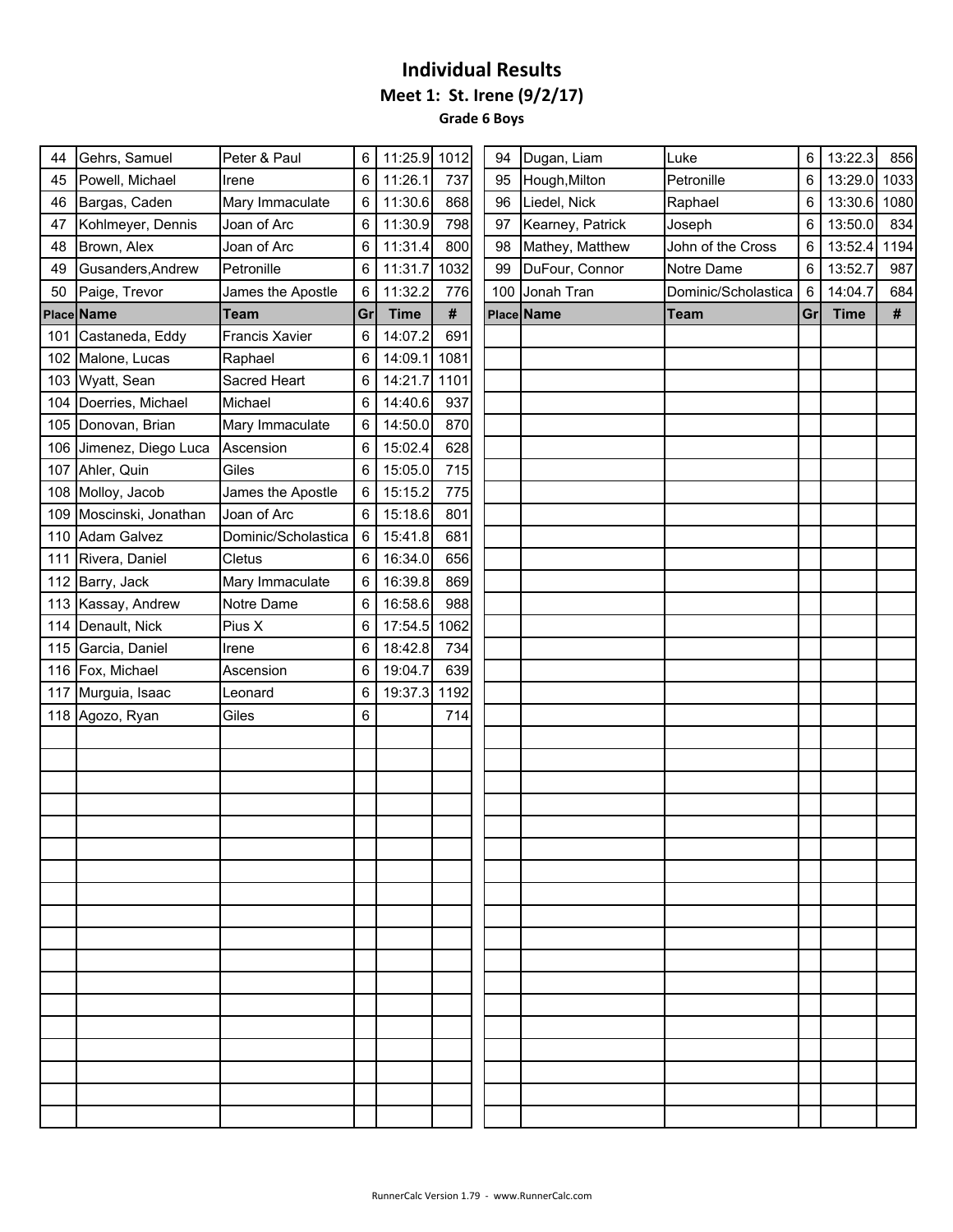# Individual Results

## Meet 1: St. Irene (9/2/17)

### Grade 6 Boys

| Place | Name | Team | Gr | Time | # |
|---|---|---|---|---|---|
| 44 | Gehrs, Samuel | Peter & Paul | 6 | 11:25.9 | 1012 |
| 45 | Powell, Michael | Irene | 6 | 11:26.1 | 737 |
| 46 | Bargas, Caden | Mary Immaculate | 6 | 11:30.6 | 868 |
| 47 | Kohlmeyer, Dennis | Joan of Arc | 6 | 11:30.9 | 798 |
| 48 | Brown, Alex | Joan of Arc | 6 | 11:31.4 | 800 |
| 49 | Gusanders,Andrew | Petronille | 6 | 11:31.7 | 1032 |
| 50 | Paige, Trevor | James the Apostle | 6 | 11:32.2 | 776 |
| 94 | Dugan, Liam | Luke | 6 | 13:22.3 | 856 |
| 95 | Hough,Milton | Petronille | 6 | 13:29.0 | 1033 |
| 96 | Liedel, Nick | Raphael | 6 | 13:30.6 | 1080 |
| 97 | Kearney, Patrick | Joseph | 6 | 13:50.0 | 834 |
| 98 | Mathey, Matthew | John of the Cross | 6 | 13:52.4 | 1194 |
| 99 | DuFour, Connor | Notre Dame | 6 | 13:52.7 | 987 |
| 100 | Jonah Tran | Dominic/Scholastica | 6 | 14:04.7 | 684 |
| 101 | Castaneda, Eddy | Francis Xavier | 6 | 14:07.2 | 691 |
| 102 | Malone, Lucas | Raphael | 6 | 14:09.1 | 1081 |
| 103 | Wyatt, Sean | Sacred Heart | 6 | 14:21.7 | 1101 |
| 104 | Doerries, Michael | Michael | 6 | 14:40.6 | 937 |
| 105 | Donovan, Brian | Mary Immaculate | 6 | 14:50.0 | 870 |
| 106 | Jimenez, Diego Luca | Ascension | 6 | 15:02.4 | 628 |
| 107 | Ahler, Quin | Giles | 6 | 15:05.0 | 715 |
| 108 | Molloy, Jacob | James the Apostle | 6 | 15:15.2 | 775 |
| 109 | Moscinski, Jonathan | Joan of Arc | 6 | 15:18.6 | 801 |
| 110 | Adam Galvez | Dominic/Scholastica | 6 | 15:41.8 | 681 |
| 111 | Rivera, Daniel | Cletus | 6 | 16:34.0 | 656 |
| 112 | Barry, Jack | Mary Immaculate | 6 | 16:39.8 | 869 |
| 113 | Kassay, Andrew | Notre Dame | 6 | 16:58.6 | 988 |
| 114 | Denault, Nick | Pius X | 6 | 17:54.5 | 1062 |
| 115 | Garcia, Daniel | Irene | 6 | 18:42.8 | 734 |
| 116 | Fox, Michael | Ascension | 6 | 19:04.7 | 639 |
| 117 | Murguia, Isaac | Leonard | 6 | 19:37.3 | 1192 |
| 118 | Agozo, Ryan | Giles | 6 | | 714 |

RunnerCalc Version 1.79 - www.RunnerCalc.com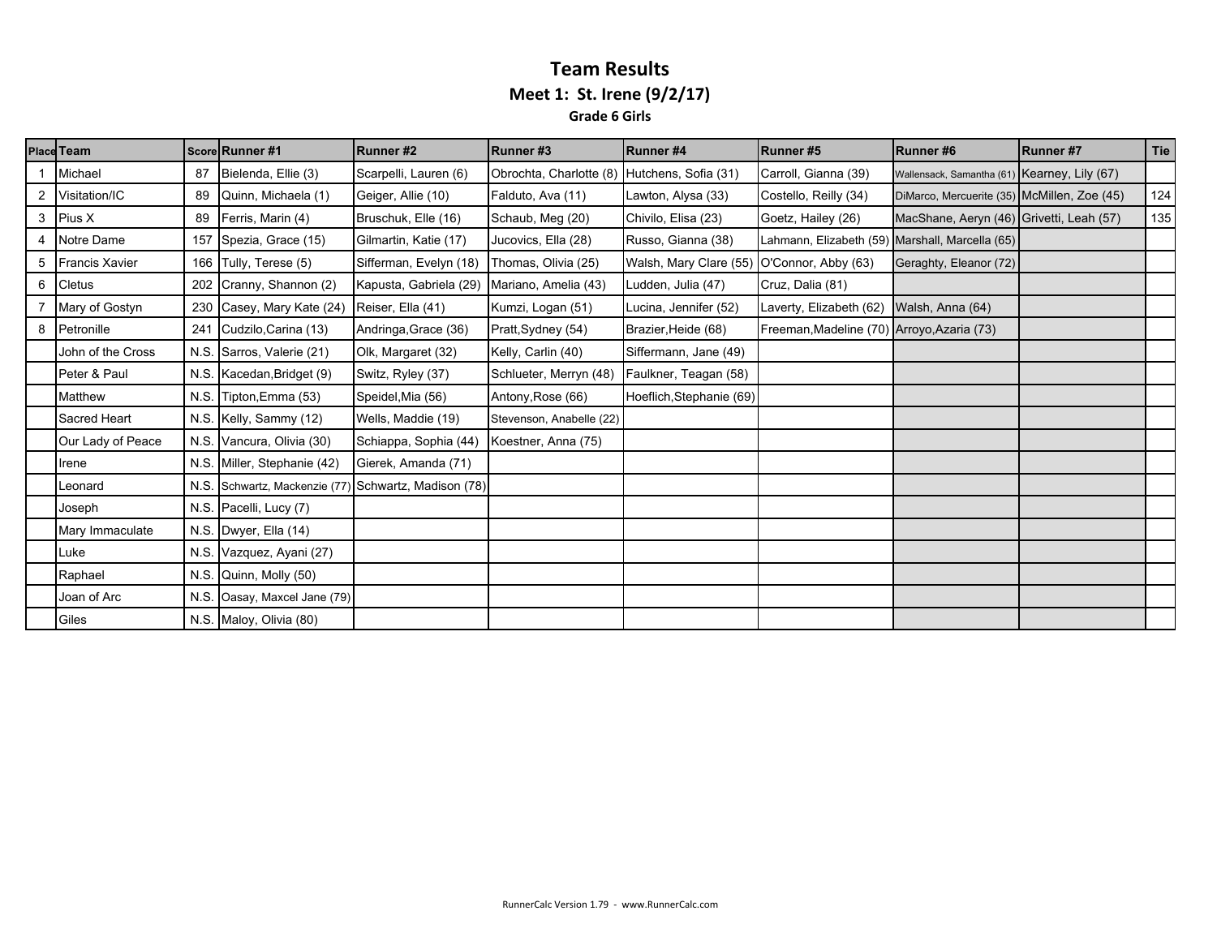# Team Results

## Meet 1: St. Irene (9/2/17)

### Grade 6 Girls

| Place | Team | Score | Runner #1 | Runner #2 | Runner #3 | Runner #4 | Runner #5 | Runner #6 | Runner #7 | Tie |
|---|---|---|---|---|---|---|---|---|---|---|
| 1 | Michael | 87 | Bielenda, Ellie (3) | Scarpelli, Lauren (6) | Obrochta, Charlotte (8) | Hutchens, Sofia (31) | Carroll, Gianna (39) | Wallensack, Samantha (61) | Kearney, Lily (67) | |
| 2 | Visitation/IC | 89 | Quinn, Michaela (1) | Geiger, Allie (10) | Falduto, Ava (11) | Lawton, Alysa (33) | Costello, Reilly (34) | DiMarco, Mercuerite (35) | McMillen, Zoe (45) | 124 |
| 3 | Pius X | 89 | Ferris, Marin (4) | Bruschuk, Elle (16) | Schaub, Meg (20) | Chivilo, Elisa (23) | Goetz, Hailey (26) | MacShane, Aeryn (46) | Grivetti, Leah (57) | 135 |
| 4 | Notre Dame | 157 | Spezia, Grace (15) | Gilmartin, Katie (17) | Jucovics, Ella (28) | Russo, Gianna (38) | Lahmann, Elizabeth (59) | Marshall, Marcella (65) | | |
| 5 | Francis Xavier | 166 | Tully, Terese (5) | Sifferman, Evelyn (18) | Thomas, Olivia (25) | Walsh, Mary Clare (55) | O'Connor, Abby (63) | Geraghty, Eleanor (72) | | |
| 6 | Cletus | 202 | Cranny, Shannon (2) | Kapusta, Gabriela (29) | Mariano, Amelia (43) | Ludden, Julia (47) | Cruz, Dalia (81) | | | |
| 7 | Mary of Gostyn | 230 | Casey, Mary Kate (24) | Reiser, Ella (41) | Kumzi, Logan (51) | Lucina, Jennifer (52) | Laverty, Elizabeth (62) | Walsh, Anna (64) | | |
| 8 | Petronille | 241 | Cudzilo,Carina (13) | Andringa,Grace (36) | Pratt,Sydney (54) | Brazier,Heide (68) | Freeman,Madeline (70) | Arroyo,Azaria (73) | | |
| | John of the Cross | N.S. | Sarros, Valerie (21) | Olk, Margaret (32) | Kelly, Carlin (40) | Siffermann, Jane (49) | | | | |
| | Peter & Paul | N.S. | Kacedan,Bridget (9) | Switz, Ryley (37) | Schlueter, Merryn (48) | Faulkner, Teagan (58) | | | | |
| | Matthew | N.S. | Tipton,Emma (53) | Speidel,Mia (56) | Antony,Rose (66) | Hoeflich,Stephanie (69) | | | | |
| | Sacred Heart | N.S. | Kelly, Sammy (12) | Wells, Maddie (19) | Stevenson, Anabelle (22) | | | | | |
| | Our Lady of Peace | N.S. | Vancura, Olivia (30) | Schiappa, Sophia (44) | Koestner, Anna (75) | | | | | |
| | Irene | N.S. | Miller, Stephanie (42) | Gierek, Amanda (71) | | | | | | |
| | Leonard | N.S. | Schwartz, Mackenzie (77) | Schwartz, Madison (78) | | | | | | |
| | Joseph | N.S. | Pacelli, Lucy (7) | | | | | | | |
| | Mary Immaculate | N.S. | Dwyer, Ella (14) | | | | | | | |
| | Luke | N.S. | Vazquez, Ayani (27) | | | | | | | |
| | Raphael | N.S. | Quinn, Molly (50) | | | | | | | |
| | Joan of Arc | N.S. | Oasay, Maxcel Jane (79) | | | | | | | |
| | Giles | N.S. | Maloy, Olivia (80) | | | | | | | |

RunnerCalc Version 1.79 - www.RunnerCalc.com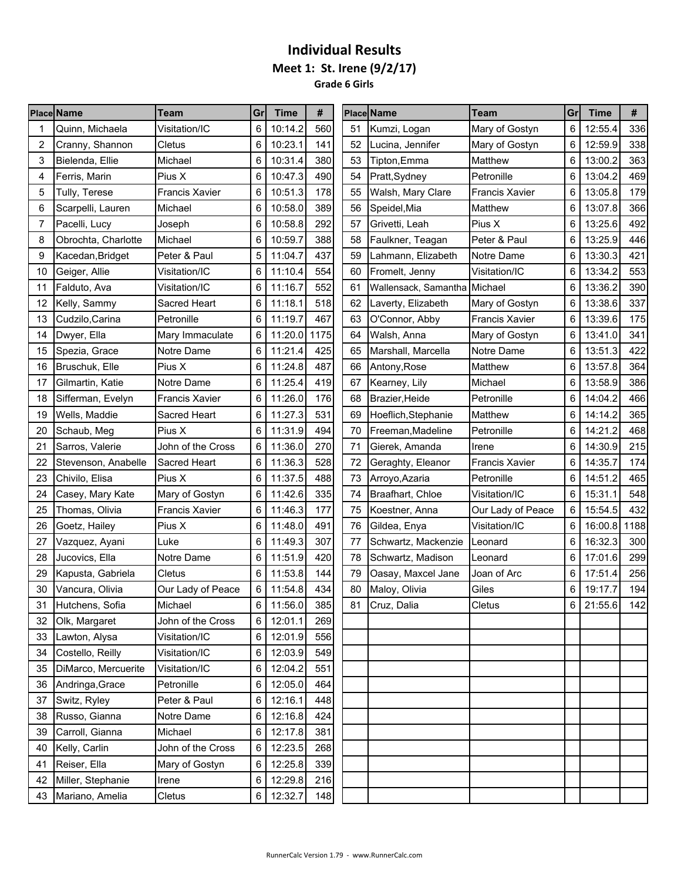# Individual Results

## Meet 1: St. Irene (9/2/17)

### Grade 6 Girls

| Place | Name | Team | Gr | Time | # | Place | Name | Team | Gr | Time | # |
|---|---|---|---|---|---|---|---|---|---|---|---|
| 1 | Quinn, Michaela | Visitation/IC | 6 | 10:14.2 | 560 | 51 | Kumzi, Logan | Mary of Gostyn | 6 | 12:55.4 | 336 |
| 2 | Cranny, Shannon | Cletus | 6 | 10:23.1 | 141 | 52 | Lucina, Jennifer | Mary of Gostyn | 6 | 12:59.9 | 338 |
| 3 | Bielenda, Ellie | Michael | 6 | 10:31.4 | 380 | 53 | Tipton,Emma | Matthew | 6 | 13:00.2 | 363 |
| 4 | Ferris, Marin | Pius X | 6 | 10:47.3 | 490 | 54 | Pratt,Sydney | Petronille | 6 | 13:04.2 | 469 |
| 5 | Tully, Terese | Francis Xavier | 6 | 10:51.3 | 178 | 55 | Walsh, Mary Clare | Francis Xavier | 6 | 13:05.8 | 179 |
| 6 | Scarpelli, Lauren | Michael | 6 | 10:58.0 | 389 | 56 | Speidel,Mia | Matthew | 6 | 13:07.8 | 366 |
| 7 | Pacelli, Lucy | Joseph | 6 | 10:58.8 | 292 | 57 | Grivetti, Leah | Pius X | 6 | 13:25.6 | 492 |
| 8 | Obrochta, Charlotte | Michael | 6 | 10:59.7 | 388 | 58 | Faulkner, Teagan | Peter & Paul | 6 | 13:25.9 | 446 |
| 9 | Kacedan,Bridget | Peter & Paul | 5 | 11:04.7 | 437 | 59 | Lahmann, Elizabeth | Notre Dame | 6 | 13:30.3 | 421 |
| 10 | Geiger, Allie | Visitation/IC | 6 | 11:10.4 | 554 | 60 | Fromelt, Jenny | Visitation/IC | 6 | 13:34.2 | 553 |
| 11 | Falduto, Ava | Visitation/IC | 6 | 11:16.7 | 552 | 61 | Wallensack, Samantha | Michael | 6 | 13:36.2 | 390 |
| 12 | Kelly, Sammy | Sacred Heart | 6 | 11:18.1 | 518 | 62 | Laverty, Elizabeth | Mary of Gostyn | 6 | 13:38.6 | 337 |
| 13 | Cudzilo,Carina | Petronille | 6 | 11:19.7 | 467 | 63 | O'Connor, Abby | Francis Xavier | 6 | 13:39.6 | 175 |
| 14 | Dwyer, Ella | Mary Immaculate | 6 | 11:20.0 | 1175 | 64 | Walsh, Anna | Mary of Gostyn | 6 | 13:41.0 | 341 |
| 15 | Spezia, Grace | Notre Dame | 6 | 11:21.4 | 425 | 65 | Marshall, Marcella | Notre Dame | 6 | 13:51.3 | 422 |
| 16 | Bruschuk, Elle | Pius X | 6 | 11:24.8 | 487 | 66 | Antony,Rose | Matthew | 6 | 13:57.8 | 364 |
| 17 | Gilmartin, Katie | Notre Dame | 6 | 11:25.4 | 419 | 67 | Kearney, Lily | Michael | 6 | 13:58.9 | 386 |
| 18 | Sifferman, Evelyn | Francis Xavier | 6 | 11:26.0 | 176 | 68 | Brazier,Heide | Petronille | 6 | 14:04.2 | 466 |
| 19 | Wells, Maddie | Sacred Heart | 6 | 11:27.3 | 531 | 69 | Hoeflich,Stephanie | Matthew | 6 | 14:14.2 | 365 |
| 20 | Schaub, Meg | Pius X | 6 | 11:31.9 | 494 | 70 | Freeman,Madeline | Petronille | 6 | 14:21.2 | 468 |
| 21 | Sarros, Valerie | John of the Cross | 6 | 11:36.0 | 270 | 71 | Gierek, Amanda | Irene | 6 | 14:30.9 | 215 |
| 22 | Stevenson, Anabelle | Sacred Heart | 6 | 11:36.3 | 528 | 72 | Geraghty, Eleanor | Francis Xavier | 6 | 14:35.7 | 174 |
| 23 | Chivilo, Elisa | Pius X | 6 | 11:37.5 | 488 | 73 | Arroyo,Azaria | Petronille | 6 | 14:51.2 | 465 |
| 24 | Casey, Mary Kate | Mary of Gostyn | 6 | 11:42.6 | 335 | 74 | Braafhart, Chloe | Visitation/IC | 6 | 15:31.1 | 548 |
| 25 | Thomas, Olivia | Francis Xavier | 6 | 11:46.3 | 177 | 75 | Koestner, Anna | Our Lady of Peace | 6 | 15:54.5 | 432 |
| 26 | Goetz, Hailey | Pius X | 6 | 11:48.0 | 491 | 76 | Gildea, Enya | Visitation/IC | 6 | 16:00.8 | 1188 |
| 27 | Vazquez, Ayani | Luke | 6 | 11:49.3 | 307 | 77 | Schwartz, Mackenzie | Leonard | 6 | 16:32.3 | 300 |
| 28 | Jucovics, Ella | Notre Dame | 6 | 11:51.9 | 420 | 78 | Schwartz, Madison | Leonard | 6 | 17:01.6 | 299 |
| 29 | Kapusta, Gabriela | Cletus | 6 | 11:53.8 | 144 | 79 | Oasay, Maxcel Jane | Joan of Arc | 6 | 17:51.4 | 256 |
| 30 | Vancura, Olivia | Our Lady of Peace | 6 | 11:54.8 | 434 | 80 | Maloy, Olivia | Giles | 6 | 19:17.7 | 194 |
| 31 | Hutchens, Sofia | Michael | 6 | 11:56.0 | 385 | 81 | Cruz, Dalia | Cletus | 6 | 21:55.6 | 142 |
| 32 | Olk, Margaret | John of the Cross | 6 | 12:01.1 | 269 | | | | | | |
| 33 | Lawton, Alysa | Visitation/IC | 6 | 12:01.9 | 556 | | | | | | |
| 34 | Costello, Reilly | Visitation/IC | 6 | 12:03.9 | 549 | | | | | | |
| 35 | DiMarco, Mercuerite | Visitation/IC | 6 | 12:04.2 | 551 | | | | | | |
| 36 | Andringa,Grace | Petronille | 6 | 12:05.0 | 464 | | | | | | |
| 37 | Switz, Ryley | Peter & Paul | 6 | 12:16.1 | 448 | | | | | | |
| 38 | Russo, Gianna | Notre Dame | 6 | 12:16.8 | 424 | | | | | | |
| 39 | Carroll, Gianna | Michael | 6 | 12:17.8 | 381 | | | | | | |
| 40 | Kelly, Carlin | John of the Cross | 6 | 12:23.5 | 268 | | | | | | |
| 41 | Reiser, Ella | Mary of Gostyn | 6 | 12:25.8 | 339 | | | | | | |
| 42 | Miller, Stephanie | Irene | 6 | 12:29.8 | 216 | | | | | | |
| 43 | Mariano, Amelia | Cletus | 6 | 12:32.7 | 148 | | | | | | |

RunnerCalc Version 1.79 - www.RunnerCalc.com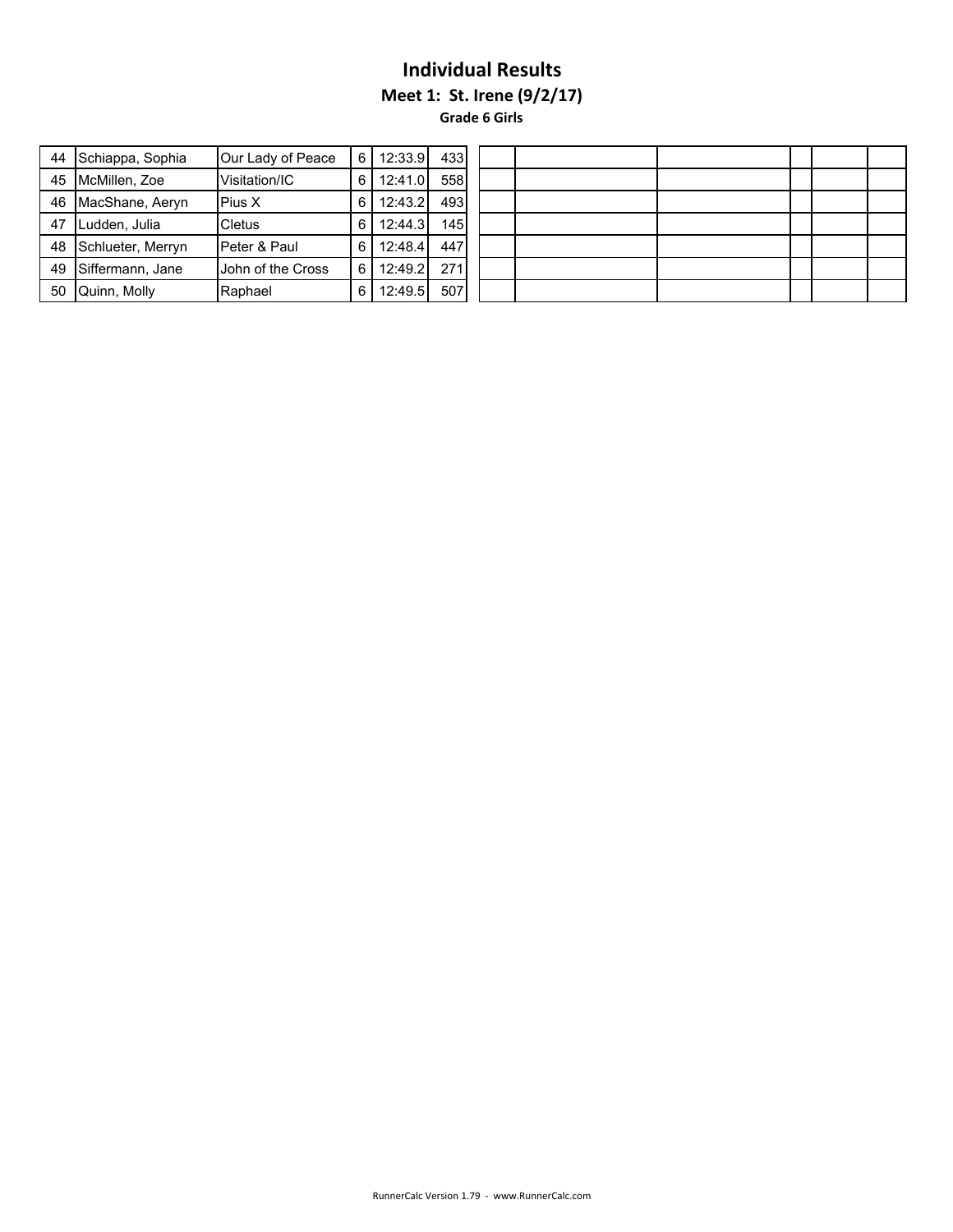# Individual Results

## Meet 1: St. Irene (9/2/17)

### Grade 6 Girls

| | | | | | | | | | | | |
|---|---|---|---|---|---|---|---|---|---|---|---|
| 44 | Schiappa, Sophia | Our Lady of Peace | 6 | 12:33.9 | 433 | | | | | | |
| 45 | McMillen, Zoe | Visitation/IC | 6 | 12:41.0 | 558 | | | | | | |
| 46 | MacShane, Aeryn | Pius X | 6 | 12:43.2 | 493 | | | | | | |
| 47 | Ludden, Julia | Cletus | 6 | 12:44.3 | 145 | | | | | | |
| 48 | Schlueter, Merryn | Peter & Paul | 6 | 12:48.4 | 447 | | | | | | |
| 49 | Siffermann, Jane | John of the Cross | 6 | 12:49.2 | 271 | | | | | | |
| 50 | Quinn, Molly | Raphael | 6 | 12:49.5 | 507 | | | | | | |

RunnerCalc Version 1.79 - www.RunnerCalc.com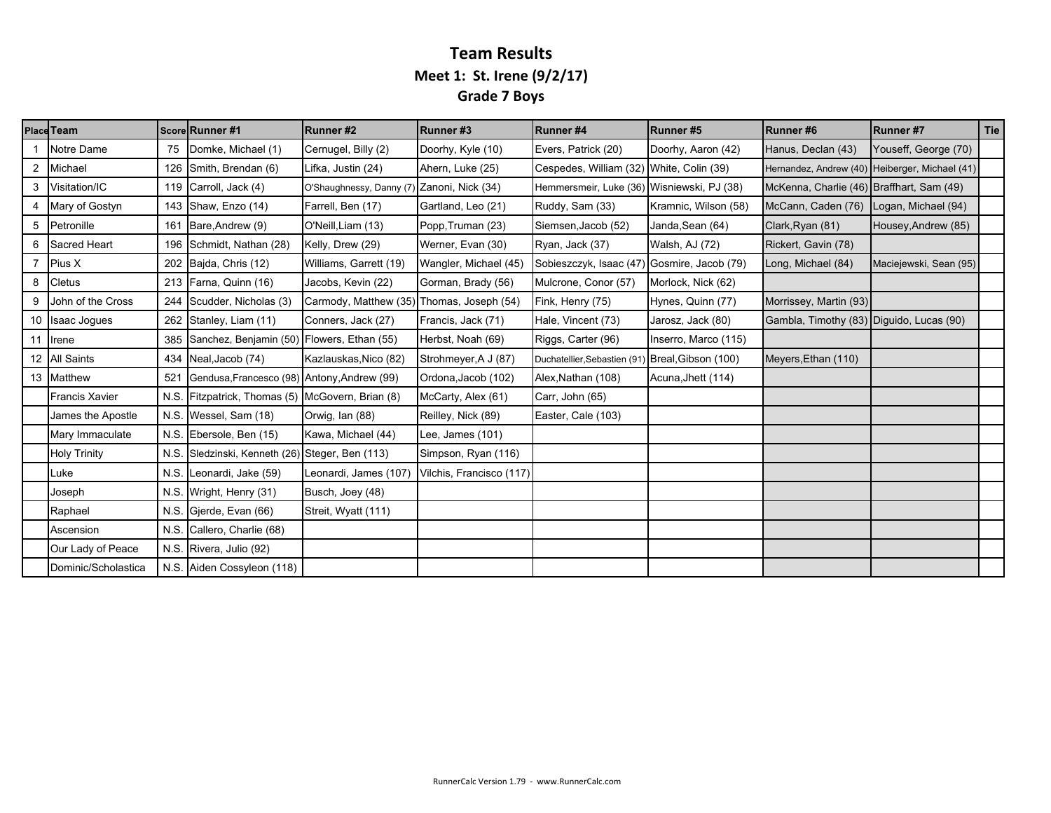# Team Results

## Meet 1: St. Irene (9/2/17)

### Grade 7 Boys

| Place | Team | Score | Runner #1 | Runner #2 | Runner #3 | Runner #4 | Runner #5 | Runner #6 | Runner #7 | Tie |
|---|---|---|---|---|---|---|---|---|---|---|
| 1 | Notre Dame | 75 | Domke, Michael (1) | Cernugel, Billy (2) | Doorhy, Kyle (10) | Evers, Patrick (20) | Doorhy, Aaron (42) | Hanus, Declan (43) | Youseff, George (70) | |
| 2 | Michael | 126 | Smith, Brendan (6) | Lifka, Justin (24) | Ahern, Luke (25) | Cespedes, William (32) | White, Colin (39) | Hernandez, Andrew (40) | Heiberger, Michael (41) | |
| 3 | Visitation/IC | 119 | Carroll, Jack (4) | O'Shaughnessy, Danny (7) | Zanoni, Nick (34) | Hemmersmeir, Luke (36) | Wisniewski, PJ (38) | McKenna, Charlie (46) | Braffhart, Sam (49) | |
| 4 | Mary of Gostyn | 143 | Shaw, Enzo (14) | Farrell, Ben (17) | Gartland, Leo (21) | Ruddy, Sam (33) | Kramnic, Wilson (58) | McCann, Caden (76) | Logan, Michael (94) | |
| 5 | Petronille | 161 | Bare,Andrew (9) | O'Neill,Liam (13) | Popp,Truman (23) | Siemsen,Jacob (52) | Janda,Sean (64) | Clark,Ryan (81) | Housey,Andrew (85) | |
| 6 | Sacred Heart | 196 | Schmidt, Nathan (28) | Kelly, Drew (29) | Werner, Evan (30) | Ryan, Jack (37) | Walsh, AJ (72) | Rickert, Gavin (78) | | |
| 7 | Pius X | 202 | Bajda, Chris (12) | Williams, Garrett (19) | Wangler, Michael (45) | Sobieszczyk, Isaac (47) | Gosmire, Jacob (79) | Long, Michael (84) | Maciejewski, Sean (95) | |
| 8 | Cletus | 213 | Farna, Quinn (16) | Jacobs, Kevin (22) | Gorman, Brady (56) | Mulcrone, Conor (57) | Morlock, Nick (62) | | | |
| 9 | John of the Cross | 244 | Scudder, Nicholas (3) | Carmody, Matthew (35) | Thomas, Joseph (54) | Fink, Henry (75) | Hynes, Quinn (77) | Morrissey, Martin (93) | | |
| 10 | Isaac Jogues | 262 | Stanley, Liam (11) | Conners, Jack (27) | Francis, Jack (71) | Hale, Vincent (73) | Jarosz, Jack (80) | Gambla, Timothy (83) | Diguido, Lucas (90) | |
| 11 | Irene | 385 | Sanchez, Benjamin (50) | Flowers, Ethan (55) | Herbst, Noah (69) | Riggs, Carter (96) | Inserro, Marco (115) | | | |
| 12 | All Saints | 434 | Neal,Jacob (74) | Kazlauskas,Nico (82) | Strohmeyer,A J (87) | Duchatellier,Sebastien (91) | Breal,Gibson (100) | Meyers,Ethan (110) | | |
| 13 | Matthew | 521 | Gendusa,Francesco (98) | Antony,Andrew (99) | Ordona,Jacob (102) | Alex,Nathan (108) | Acuna,Jhett (114) | | | |
| | Francis Xavier | N.S. | Fitzpatrick, Thomas (5) | McGovern, Brian (8) | McCarty, Alex (61) | Carr, John (65) | | | | |
| | James the Apostle | N.S. | Wessel, Sam (18) | Orwig, Ian (88) | Reilley, Nick (89) | Easter, Cale (103) | | | | |
| | Mary Immaculate | N.S. | Ebersole, Ben (15) | Kawa, Michael (44) | Lee, James (101) | | | | | |
| | Holy Trinity | N.S. | Sledzinski, Kenneth (26) | Steger, Ben (113) | Simpson, Ryan (116) | | | | | |
| | Luke | N.S. | Leonardi, Jake (59) | Leonardi, James (107) | Vilchis, Francisco (117) | | | | | |
| | Joseph | N.S. | Wright, Henry (31) | Busch, Joey (48) | | | | | | |
| | Raphael | N.S. | Gjerde, Evan (66) | Streit, Wyatt (111) | | | | | | |
| | Ascension | N.S. | Callero, Charlie (68) | | | | | | | |
| | Our Lady of Peace | N.S. | Rivera, Julio (92) | | | | | | | |
| | Dominic/Scholastica | N.S. | Aiden Cossyleon (118) | | | | | | | |

RunnerCalc Version 1.79 - www.RunnerCalc.com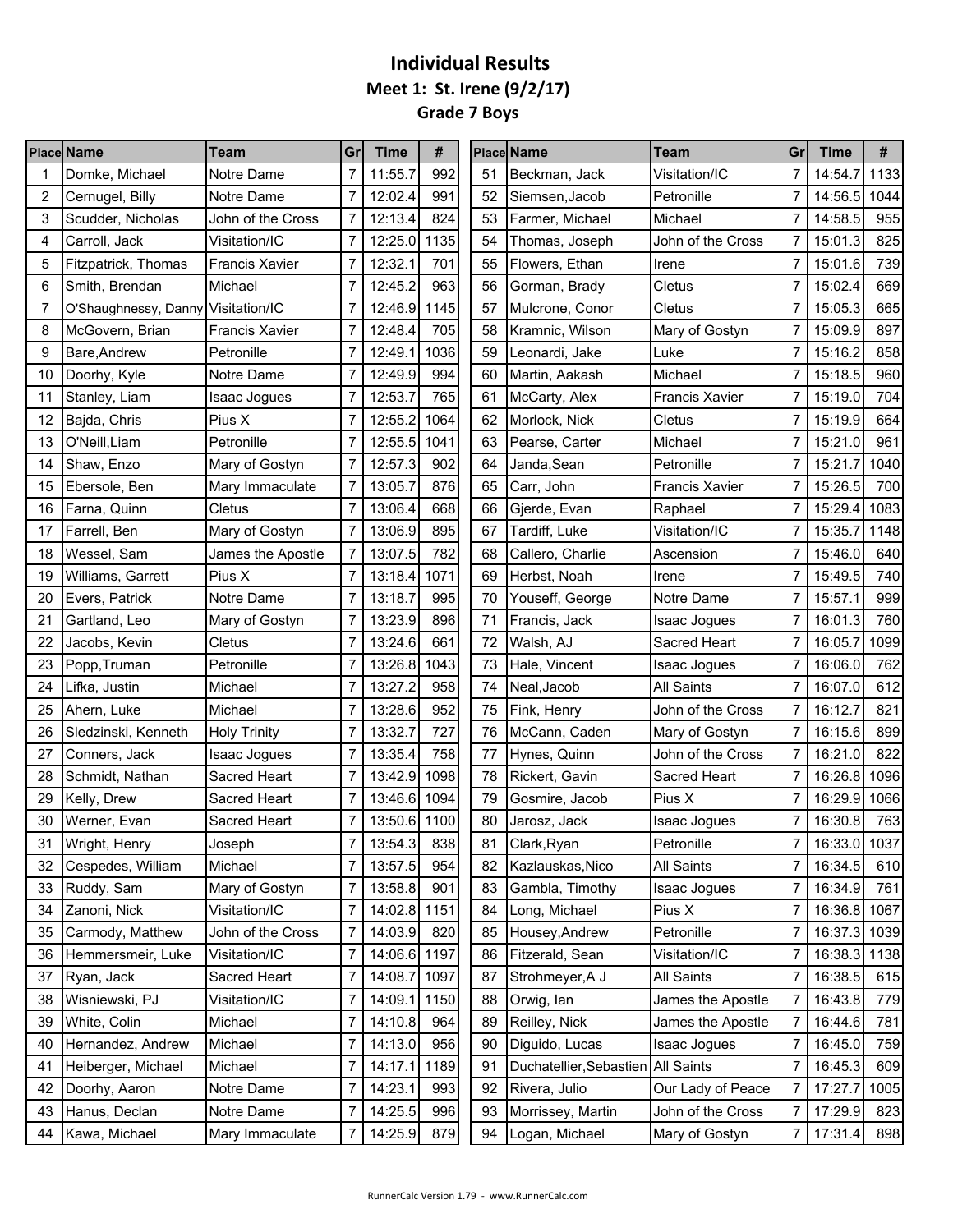# Individual Results

## Meet 1: St. Irene (9/2/17)

### Grade 7 Boys

| Place | Name | Team | Gr | Time | # |
|---|---|---|---|---|---|
| 1 | Domke, Michael | Notre Dame | 7 | 11:55.7 | 992 |
| 2 | Cernugel, Billy | Notre Dame | 7 | 12:02.4 | 991 |
| 3 | Scudder, Nicholas | John of the Cross | 7 | 12:13.4 | 824 |
| 4 | Carroll, Jack | Visitation/IC | 7 | 12:25.0 | 1135 |
| 5 | Fitzpatrick, Thomas | Francis Xavier | 7 | 12:32.1 | 701 |
| 6 | Smith, Brendan | Michael | 7 | 12:45.2 | 963 |
| 7 | O'Shaughnessy, Danny | Visitation/IC | 7 | 12:46.9 | 1145 |
| 8 | McGovern, Brian | Francis Xavier | 7 | 12:48.4 | 705 |
| 9 | Bare,Andrew | Petronille | 7 | 12:49.1 | 1036 |
| 10 | Doorhy, Kyle | Notre Dame | 7 | 12:49.9 | 994 |
| 11 | Stanley, Liam | Isaac Jogues | 7 | 12:53.7 | 765 |
| 12 | Bajda, Chris | Pius X | 7 | 12:55.2 | 1064 |
| 13 | O'Neill,Liam | Petronille | 7 | 12:55.5 | 1041 |
| 14 | Shaw, Enzo | Mary of Gostyn | 7 | 12:57.3 | 902 |
| 15 | Ebersole, Ben | Mary Immaculate | 7 | 13:05.7 | 876 |
| 16 | Farna, Quinn | Cletus | 7 | 13:06.4 | 668 |
| 17 | Farrell, Ben | Mary of Gostyn | 7 | 13:06.9 | 895 |
| 18 | Wessel, Sam | James the Apostle | 7 | 13:07.5 | 782 |
| 19 | Williams, Garrett | Pius X | 7 | 13:18.4 | 1071 |
| 20 | Evers, Patrick | Notre Dame | 7 | 13:18.7 | 995 |
| 21 | Gartland, Leo | Mary of Gostyn | 7 | 13:23.9 | 896 |
| 22 | Jacobs, Kevin | Cletus | 7 | 13:24.6 | 661 |
| 23 | Popp,Truman | Petronille | 7 | 13:26.8 | 1043 |
| 24 | Lifka, Justin | Michael | 7 | 13:27.2 | 958 |
| 25 | Ahern, Luke | Michael | 7 | 13:28.6 | 952 |
| 26 | Sledzinski, Kenneth | Holy Trinity | 7 | 13:32.7 | 727 |
| 27 | Conners, Jack | Isaac Jogues | 7 | 13:35.4 | 758 |
| 28 | Schmidt, Nathan | Sacred Heart | 7 | 13:42.9 | 1098 |
| 29 | Kelly, Drew | Sacred Heart | 7 | 13:46.6 | 1094 |
| 30 | Werner, Evan | Sacred Heart | 7 | 13:50.6 | 1100 |
| 31 | Wright, Henry | Joseph | 7 | 13:54.3 | 838 |
| 32 | Cespedes, William | Michael | 7 | 13:57.5 | 954 |
| 33 | Ruddy, Sam | Mary of Gostyn | 7 | 13:58.8 | 901 |
| 34 | Zanoni, Nick | Visitation/IC | 7 | 14:02.8 | 1151 |
| 35 | Carmody, Matthew | John of the Cross | 7 | 14:03.9 | 820 |
| 36 | Hemmersmeir, Luke | Visitation/IC | 7 | 14:06.6 | 1197 |
| 37 | Ryan, Jack | Sacred Heart | 7 | 14:08.7 | 1097 |
| 38 | Wisniewski, PJ | Visitation/IC | 7 | 14:09.1 | 1150 |
| 39 | White, Colin | Michael | 7 | 14:10.8 | 964 |
| 40 | Hernandez, Andrew | Michael | 7 | 14:13.0 | 956 |
| 41 | Heiberger, Michael | Michael | 7 | 14:17.1 | 1189 |
| 42 | Doorhy, Aaron | Notre Dame | 7 | 14:23.1 | 993 |
| 43 | Hanus, Declan | Notre Dame | 7 | 14:25.5 | 996 |
| 44 | Kawa, Michael | Mary Immaculate | 7 | 14:25.9 | 879 |
| 51 | Beckman, Jack | Visitation/IC | 7 | 14:54.7 | 1133 |
| 52 | Siemsen,Jacob | Petronille | 7 | 14:56.5 | 1044 |
| 53 | Farmer, Michael | Michael | 7 | 14:58.5 | 955 |
| 54 | Thomas, Joseph | John of the Cross | 7 | 15:01.3 | 825 |
| 55 | Flowers, Ethan | Irene | 7 | 15:01.6 | 739 |
| 56 | Gorman, Brady | Cletus | 7 | 15:02.4 | 669 |
| 57 | Mulcrone, Conor | Cletus | 7 | 15:05.3 | 665 |
| 58 | Kramnic, Wilson | Mary of Gostyn | 7 | 15:09.9 | 897 |
| 59 | Leonardi, Jake | Luke | 7 | 15:16.2 | 858 |
| 60 | Martin, Aakash | Michael | 7 | 15:18.5 | 960 |
| 61 | McCarty, Alex | Francis Xavier | 7 | 15:19.0 | 704 |
| 62 | Morlock, Nick | Cletus | 7 | 15:19.9 | 664 |
| 63 | Pearse, Carter | Michael | 7 | 15:21.0 | 961 |
| 64 | Janda,Sean | Petronille | 7 | 15:21.7 | 1040 |
| 65 | Carr, John | Francis Xavier | 7 | 15:26.5 | 700 |
| 66 | Gjerde, Evan | Raphael | 7 | 15:29.4 | 1083 |
| 67 | Tardiff, Luke | Visitation/IC | 7 | 15:35.7 | 1148 |
| 68 | Callero, Charlie | Ascension | 7 | 15:46.0 | 640 |
| 69 | Herbst, Noah | Irene | 7 | 15:49.5 | 740 |
| 70 | Youseff, George | Notre Dame | 7 | 15:57.1 | 999 |
| 71 | Francis, Jack | Isaac Jogues | 7 | 16:01.3 | 760 |
| 72 | Walsh, AJ | Sacred Heart | 7 | 16:05.7 | 1099 |
| 73 | Hale, Vincent | Isaac Jogues | 7 | 16:06.0 | 762 |
| 74 | Neal,Jacob | All Saints | 7 | 16:07.0 | 612 |
| 75 | Fink, Henry | John of the Cross | 7 | 16:12.7 | 821 |
| 76 | McCann, Caden | Mary of Gostyn | 7 | 16:15.6 | 899 |
| 77 | Hynes, Quinn | John of the Cross | 7 | 16:21.0 | 822 |
| 78 | Rickert, Gavin | Sacred Heart | 7 | 16:26.8 | 1096 |
| 79 | Gosmire, Jacob | Pius X | 7 | 16:29.9 | 1066 |
| 80 | Jarosz, Jack | Isaac Jogues | 7 | 16:30.8 | 763 |
| 81 | Clark,Ryan | Petronille | 7 | 16:33.0 | 1037 |
| 82 | Kazlauskas,Nico | All Saints | 7 | 16:34.5 | 610 |
| 83 | Gambla, Timothy | Isaac Jogues | 7 | 16:34.9 | 761 |
| 84 | Long, Michael | Pius X | 7 | 16:36.8 | 1067 |
| 85 | Housey,Andrew | Petronille | 7 | 16:37.3 | 1039 |
| 86 | Fitzerald, Sean | Visitation/IC | 7 | 16:38.3 | 1138 |
| 87 | Strohmeyer,A J | All Saints | 7 | 16:38.5 | 615 |
| 88 | Orwig, Ian | James the Apostle | 7 | 16:43.8 | 779 |
| 89 | Reilley, Nick | James the Apostle | 7 | 16:44.6 | 781 |
| 90 | Diguido, Lucas | Isaac Jogues | 7 | 16:45.0 | 759 |
| 91 | Duchatellier,Sebastien | All Saints | 7 | 16:45.3 | 609 |
| 92 | Rivera, Julio | Our Lady of Peace | 7 | 17:27.7 | 1005 |
| 93 | Morrissey, Martin | John of the Cross | 7 | 17:29.9 | 823 |
| 94 | Logan, Michael | Mary of Gostyn | 7 | 17:31.4 | 898 |

RunnerCalc Version 1.79 - www.RunnerCalc.com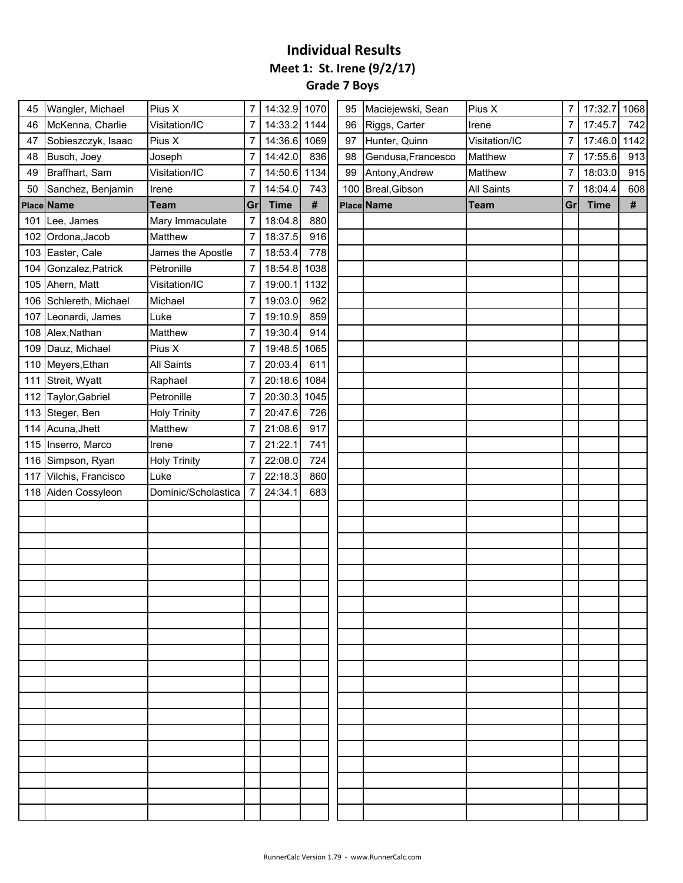# Individual Results

## Meet 1: St. Irene (9/2/17)

### Grade 7 Boys

| Place | Name | Team | Gr | Time | # |
|---|---|---|---|---|---|
| 45 | Wangler, Michael | Pius X | 7 | 14:32.9 | 1070 |
| 46 | McKenna, Charlie | Visitation/IC | 7 | 14:33.2 | 1144 |
| 47 | Sobieszczyk, Isaac | Pius X | 7 | 14:36.6 | 1069 |
| 48 | Busch, Joey | Joseph | 7 | 14:42.0 | 836 |
| 49 | Braffhart, Sam | Visitation/IC | 7 | 14:50.6 | 1134 |
| 50 | Sanchez, Benjamin | Irene | 7 | 14:54.0 | 743 |
| 95 | Maciejewski, Sean | Pius X | 7 | 17:32.7 | 1068 |
| 96 | Riggs, Carter | Irene | 7 | 17:45.7 | 742 |
| 97 | Hunter, Quinn | Visitation/IC | 7 | 17:46.0 | 1142 |
| 98 | Gendusa,Francesco | Matthew | 7 | 17:55.6 | 913 |
| 99 | Antony,Andrew | Matthew | 7 | 18:03.0 | 915 |
| 100 | Breal,Gibson | All Saints | 7 | 18:04.4 | 608 |
| 101 | Lee, James | Mary Immaculate | 7 | 18:04.8 | 880 |
| 102 | Ordona,Jacob | Matthew | 7 | 18:37.5 | 916 |
| 103 | Easter, Cale | James the Apostle | 7 | 18:53.4 | 778 |
| 104 | Gonzalez,Patrick | Petronille | 7 | 18:54.8 | 1038 |
| 105 | Ahern, Matt | Visitation/IC | 7 | 19:00.1 | 1132 |
| 106 | Schlereth, Michael | Michael | 7 | 19:03.0 | 962 |
| 107 | Leonardi, James | Luke | 7 | 19:10.9 | 859 |
| 108 | Alex,Nathan | Matthew | 7 | 19:30.4 | 914 |
| 109 | Dauz, Michael | Pius X | 7 | 19:48.5 | 1065 |
| 110 | Meyers,Ethan | All Saints | 7 | 20:03.4 | 611 |
| 111 | Streit, Wyatt | Raphael | 7 | 20:18.6 | 1084 |
| 112 | Taylor,Gabriel | Petronille | 7 | 20:30.3 | 1045 |
| 113 | Steger, Ben | Holy Trinity | 7 | 20:47.6 | 726 |
| 114 | Acuna,Jhett | Matthew | 7 | 21:08.6 | 917 |
| 115 | Inserro, Marco | Irene | 7 | 21:22.1 | 741 |
| 116 | Simpson, Ryan | Holy Trinity | 7 | 22:08.0 | 724 |
| 117 | Vilchis, Francisco | Luke | 7 | 22:18.3 | 860 |
| 118 | Aiden Cossyleon | Dominic/Scholastica | 7 | 24:34.1 | 683 |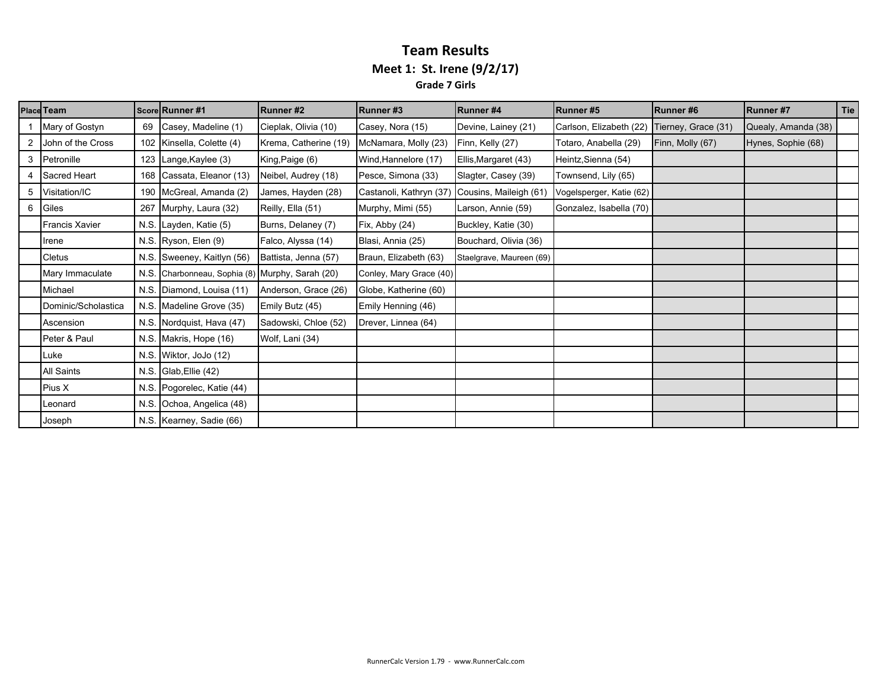# Team Results

## Meet 1: St. Irene (9/2/17)

### Grade 7 Girls

| Place | Team | Score | Runner #1 | Runner #2 | Runner #3 | Runner #4 | Runner #5 | Runner #6 | Runner #7 | Tie |
|---|---|---|---|---|---|---|---|---|---|---|
| 1 | Mary of Gostyn | 69 | Casey, Madeline (1) | Cieplak, Olivia (10) | Casey, Nora (15) | Devine, Lainey (21) | Carlson, Elizabeth (22) | Tierney, Grace (31) | Quealy, Amanda (38) | |
| 2 | John of the Cross | 102 | Kinsella, Colette (4) | Krema, Catherine (19) | McNamara, Molly (23) | Finn, Kelly (27) | Totaro, Anabella (29) | Finn, Molly (67) | Hynes, Sophie (68) | |
| 3 | Petronille | 123 | Lange,Kaylee (3) | King,Paige (6) | Wind,Hannelore (17) | Ellis,Margaret (43) | Heintz,Sienna (54) | | | |
| 4 | Sacred Heart | 168 | Cassata, Eleanor (13) | Neibel, Audrey (18) | Pesce, Simona (33) | Slagter, Casey (39) | Townsend, Lily (65) | | | |
| 5 | Visitation/IC | 190 | McGreal, Amanda (2) | James, Hayden (28) | Castanoli, Kathryn (37) | Cousins, Maileigh (61) | Vogelsperger, Katie (62) | | | |
| 6 | Giles | 267 | Murphy, Laura (32) | Reilly, Ella (51) | Murphy, Mimi (55) | Larson, Annie (59) | Gonzalez, Isabella (70) | | | |
| | Francis Xavier | N.S. | Layden, Katie (5) | Burns, Delaney (7) | Fix, Abby (24) | Buckley, Katie (30) | | | | |
| | Irene | N.S. | Ryson, Elen (9) | Falco, Alyssa (14) | Blasi, Annia (25) | Bouchard, Olivia (36) | | | | |
| | Cletus | N.S. | Sweeney, Kaitlyn (56) | Battista, Jenna (57) | Braun, Elizabeth (63) | Staelgrave, Maureen (69) | | | | |
| | Mary Immaculate | N.S. | Charbonneau, Sophia (8) | Murphy, Sarah (20) | Conley, Mary Grace (40) | | | | | |
| | Michael | N.S. | Diamond, Louisa (11) | Anderson, Grace (26) | Globe, Katherine (60) | | | | | |
| | Dominic/Scholastica | N.S. | Madeline Grove (35) | Emily Butz (45) | Emily Henning (46) | | | | | |
| | Ascension | N.S. | Nordquist, Hava (47) | Sadowski, Chloe (52) | Drever, Linnea (64) | | | | | |
| | Peter & Paul | N.S. | Makris, Hope (16) | Wolf, Lani (34) | | | | | | |
| | Luke | N.S. | Wiktor, JoJo (12) | | | | | | | |
| | All Saints | N.S. | Glab,Ellie (42) | | | | | | | |
| | Pius X | N.S. | Pogorelec, Katie (44) | | | | | | | |
| | Leonard | N.S. | Ochoa, Angelica (48) | | | | | | | |
| | Joseph | N.S. | Kearney, Sadie (66) | | | | | | | |

RunnerCalc Version 1.79 - www.RunnerCalc.com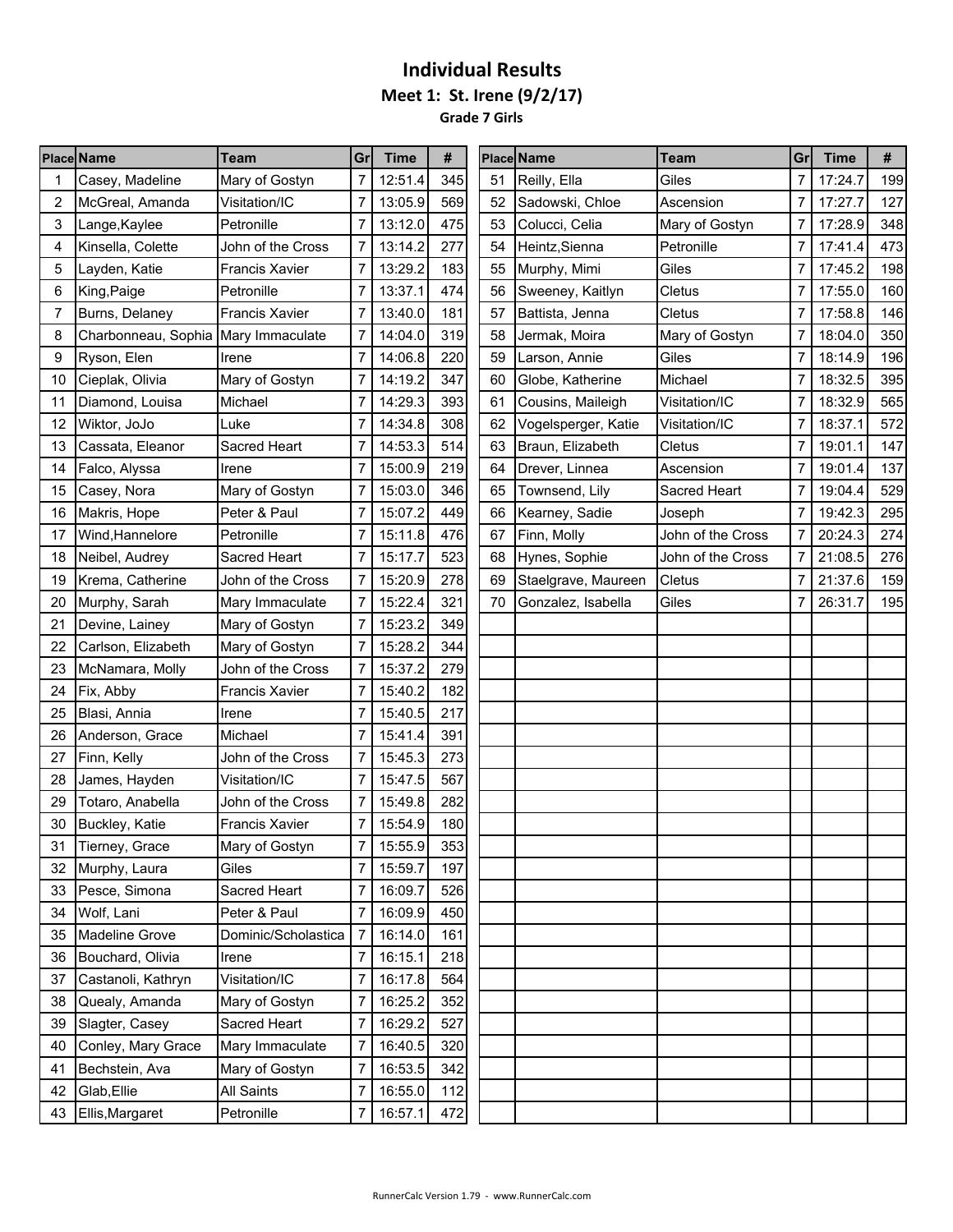# Individual Results

## Meet 1: St. Irene (9/2/17)

### Grade 7 Girls

| Place | Name | Team | Gr | Time | # |
|---|---|---|---|---|---|
| 1 | Casey, Madeline | Mary of Gostyn | 7 | 12:51.4 | 345 |
| 2 | McGreal, Amanda | Visitation/IC | 7 | 13:05.9 | 569 |
| 3 | Lange,Kaylee | Petronille | 7 | 13:12.0 | 475 |
| 4 | Kinsella, Colette | John of the Cross | 7 | 13:14.2 | 277 |
| 5 | Layden, Katie | Francis Xavier | 7 | 13:29.2 | 183 |
| 6 | King,Paige | Petronille | 7 | 13:37.1 | 474 |
| 7 | Burns, Delaney | Francis Xavier | 7 | 13:40.0 | 181 |
| 8 | Charbonneau, Sophia | Mary Immaculate | 7 | 14:04.0 | 319 |
| 9 | Ryson, Elen | Irene | 7 | 14:06.8 | 220 |
| 10 | Cieplak, Olivia | Mary of Gostyn | 7 | 14:19.2 | 347 |
| 11 | Diamond, Louisa | Michael | 7 | 14:29.3 | 393 |
| 12 | Wiktor, JoJo | Luke | 7 | 14:34.8 | 308 |
| 13 | Cassata, Eleanor | Sacred Heart | 7 | 14:53.3 | 514 |
| 14 | Falco, Alyssa | Irene | 7 | 15:00.9 | 219 |
| 15 | Casey, Nora | Mary of Gostyn | 7 | 15:03.0 | 346 |
| 16 | Makris, Hope | Peter & Paul | 7 | 15:07.2 | 449 |
| 17 | Wind,Hannelore | Petronille | 7 | 15:11.8 | 476 |
| 18 | Neibel, Audrey | Sacred Heart | 7 | 15:17.7 | 523 |
| 19 | Krema, Catherine | John of the Cross | 7 | 15:20.9 | 278 |
| 20 | Murphy, Sarah | Mary Immaculate | 7 | 15:22.4 | 321 |
| 21 | Devine, Lainey | Mary of Gostyn | 7 | 15:23.2 | 349 |
| 22 | Carlson, Elizabeth | Mary of Gostyn | 7 | 15:28.2 | 344 |
| 23 | McNamara, Molly | John of the Cross | 7 | 15:37.2 | 279 |
| 24 | Fix, Abby | Francis Xavier | 7 | 15:40.2 | 182 |
| 25 | Blasi, Annia | Irene | 7 | 15:40.5 | 217 |
| 26 | Anderson, Grace | Michael | 7 | 15:41.4 | 391 |
| 27 | Finn, Kelly | John of the Cross | 7 | 15:45.3 | 273 |
| 28 | James, Hayden | Visitation/IC | 7 | 15:47.5 | 567 |
| 29 | Totaro, Anabella | John of the Cross | 7 | 15:49.8 | 282 |
| 30 | Buckley, Katie | Francis Xavier | 7 | 15:54.9 | 180 |
| 31 | Tierney, Grace | Mary of Gostyn | 7 | 15:55.9 | 353 |
| 32 | Murphy, Laura | Giles | 7 | 15:59.7 | 197 |
| 33 | Pesce, Simona | Sacred Heart | 7 | 16:09.7 | 526 |
| 34 | Wolf, Lani | Peter & Paul | 7 | 16:09.9 | 450 |
| 35 | Madeline Grove | Dominic/Scholastica | 7 | 16:14.0 | 161 |
| 36 | Bouchard, Olivia | Irene | 7 | 16:15.1 | 218 |
| 37 | Castanoli, Kathryn | Visitation/IC | 7 | 16:17.8 | 564 |
| 38 | Quealy, Amanda | Mary of Gostyn | 7 | 16:25.2 | 352 |
| 39 | Slagter, Casey | Sacred Heart | 7 | 16:29.2 | 527 |
| 40 | Conley, Mary Grace | Mary Immaculate | 7 | 16:40.5 | 320 |
| 41 | Bechstein, Ava | Mary of Gostyn | 7 | 16:53.5 | 342 |
| 42 | Glab,Ellie | All Saints | 7 | 16:55.0 | 112 |
| 43 | Ellis,Margaret | Petronille | 7 | 16:57.1 | 472 |
| 51 | Reilly, Ella | Giles | 7 | 17:24.7 | 199 |
| 52 | Sadowski, Chloe | Ascension | 7 | 17:27.7 | 127 |
| 53 | Colucci, Celia | Mary of Gostyn | 7 | 17:28.9 | 348 |
| 54 | Heintz,Sienna | Petronille | 7 | 17:41.4 | 473 |
| 55 | Murphy, Mimi | Giles | 7 | 17:45.2 | 198 |
| 56 | Sweeney, Kaitlyn | Cletus | 7 | 17:55.0 | 160 |
| 57 | Battista, Jenna | Cletus | 7 | 17:58.8 | 146 |
| 58 | Jermak, Moira | Mary of Gostyn | 7 | 18:04.0 | 350 |
| 59 | Larson, Annie | Giles | 7 | 18:14.9 | 196 |
| 60 | Globe, Katherine | Michael | 7 | 18:32.5 | 395 |
| 61 | Cousins, Maileigh | Visitation/IC | 7 | 18:32.9 | 565 |
| 62 | Vogelsperger, Katie | Visitation/IC | 7 | 18:37.1 | 572 |
| 63 | Braun, Elizabeth | Cletus | 7 | 19:01.1 | 147 |
| 64 | Drever, Linnea | Ascension | 7 | 19:01.4 | 137 |
| 65 | Townsend, Lily | Sacred Heart | 7 | 19:04.4 | 529 |
| 66 | Kearney, Sadie | Joseph | 7 | 19:42.3 | 295 |
| 67 | Finn, Molly | John of the Cross | 7 | 20:24.3 | 274 |
| 68 | Hynes, Sophie | John of the Cross | 7 | 21:08.5 | 276 |
| 69 | Staelgrave, Maureen | Cletus | 7 | 21:37.6 | 159 |
| 70 | Gonzalez, Isabella | Giles | 7 | 26:31.7 | 195 |

RunnerCalc Version 1.79 - www.RunnerCalc.com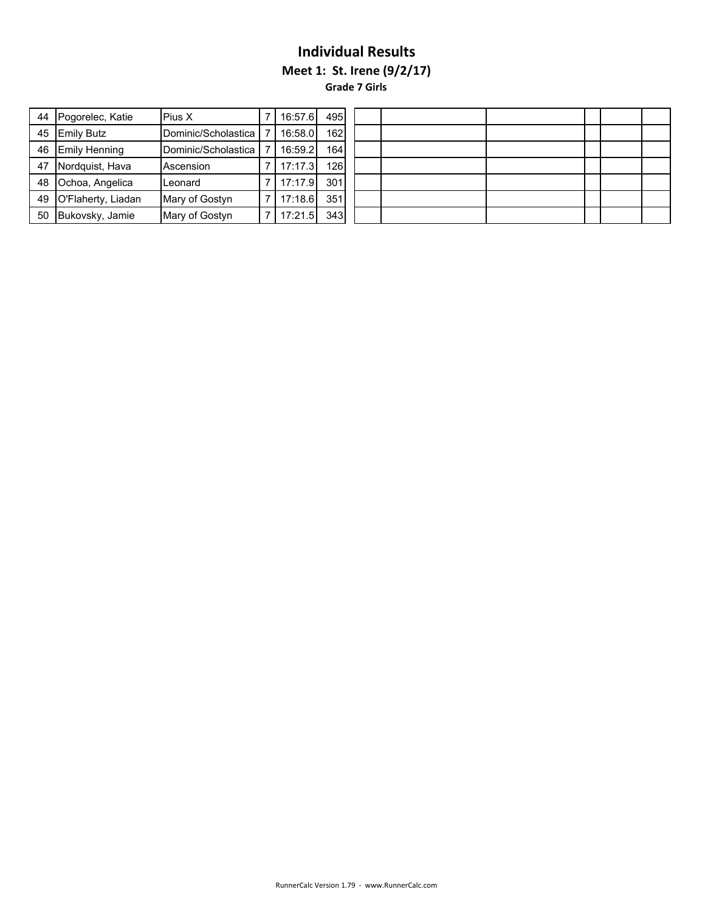# Individual Results

### Meet 1: St. Irene (9/2/17)

#### Grade 7 Girls

| | | | | | | | | | | | |
|---|---|---|---|---|---|---|---|---|---|---|---|
| 44 | Pogorelec, Katie | Pius X | 7 | 16:57.6 | 495 | | | | | | |
| 45 | Emily Butz | Dominic/Scholastica | 7 | 16:58.0 | 162 | | | | | | |
| 46 | Emily Henning | Dominic/Scholastica | 7 | 16:59.2 | 164 | | | | | | |
| 47 | Nordquist, Hava | Ascension | 7 | 17:17.3 | 126 | | | | | | |
| 48 | Ochoa, Angelica | Leonard | 7 | 17:17.9 | 301 | | | | | | |
| 49 | O'Flaherty, Liadan | Mary of Gostyn | 7 | 17:18.6 | 351 | | | | | | |
| 50 | Bukovsky, Jamie | Mary of Gostyn | 7 | 17:21.5 | 343 | | | | | | |

RunnerCalc Version 1.79 - www.RunnerCalc.com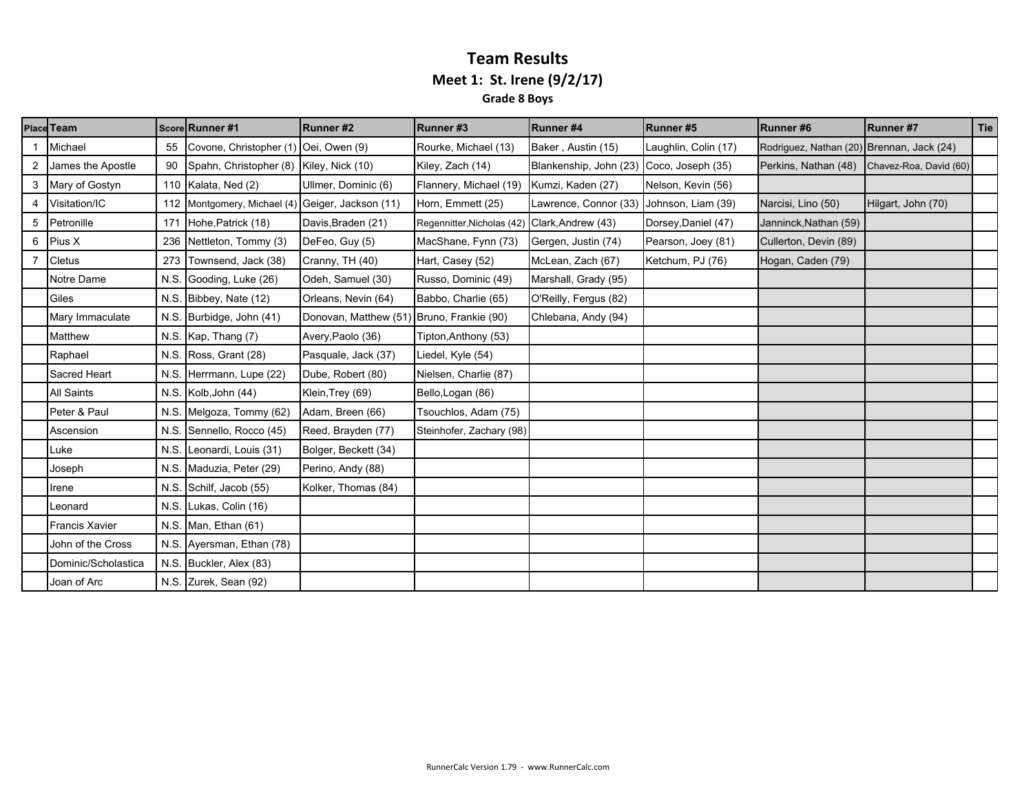# Team Results

## Meet 1: St. Irene (9/2/17)

### Grade 8 Boys

| Place | Team | Score | Runner #1 | Runner #2 | Runner #3 | Runner #4 | Runner #5 | Runner #6 | Runner #7 | Tie |
|---|---|---|---|---|---|---|---|---|---|---|
| 1 | Michael | 55 | Covone, Christopher (1) | Oei, Owen (9) | Rourke, Michael (13) | Baker , Austin (15) | Laughlin, Colin (17) | Rodriguez, Nathan (20) | Brennan, Jack (24) | |
| 2 | James the Apostle | 90 | Spahn, Christopher (8) | Kiley, Nick (10) | Kiley, Zach (14) | Blankenship, John (23) | Coco, Joseph (35) | Perkins, Nathan (48) | Chavez-Roa, David (60) | |
| 3 | Mary of Gostyn | 110 | Kalata, Ned (2) | Ullmer, Dominic (6) | Flannery, Michael (19) | Kumzi, Kaden (27) | Nelson, Kevin (56) | | | |
| 4 | Visitation/IC | 112 | Montgomery, Michael (4) | Geiger, Jackson (11) | Horn, Emmett (25) | Lawrence, Connor (33) | Johnson, Liam (39) | Narcisi, Lino (50) | Hilgart, John (70) | |
| 5 | Petronille | 171 | Hohe,Patrick (18) | Davis,Braden (21) | Regennitter,Nicholas (42) | Clark,Andrew (43) | Dorsey,Daniel (47) | Janninck,Nathan (59) | | |
| 6 | Pius X | 236 | Nettleton, Tommy (3) | DeFeo, Guy (5) | MacShane, Fynn (73) | Gergen, Justin (74) | Pearson, Joey (81) | Cullerton, Devin (89) | | |
| 7 | Cletus | 273 | Townsend, Jack (38) | Cranny, TH (40) | Hart, Casey (52) | McLean, Zach (67) | Ketchum, PJ (76) | Hogan, Caden (79) | | |
| | Notre Dame | N.S. | Gooding, Luke (26) | Odeh, Samuel (30) | Russo, Dominic (49) | Marshall, Grady (95) | | | | |
| | Giles | N.S. | Bibbey, Nate (12) | Orleans, Nevin (64) | Babbo, Charlie (65) | O'Reilly, Fergus (82) | | | | |
| | Mary Immaculate | N.S. | Burbidge, John (41) | Donovan, Matthew (51) | Bruno, Frankie (90) | Chlebana, Andy (94) | | | | |
| | Matthew | N.S. | Kap, Thang (7) | Avery,Paolo (36) | Tipton,Anthony (53) | | | | | |
| | Raphael | N.S. | Ross, Grant (28) | Pasquale, Jack (37) | Liedel, Kyle (54) | | | | | |
| | Sacred Heart | N.S. | Herrmann, Lupe (22) | Dube, Robert (80) | Nielsen, Charlie (87) | | | | | |
| | All Saints | N.S. | Kolb,John (44) | Klein,Trey (69) | Bello,Logan (86) | | | | | |
| | Peter & Paul | N.S. | Melgoza, Tommy (62) | Adam, Breen (66) | Tsouchlos, Adam (75) | | | | | |
| | Ascension | N.S. | Sennello, Rocco (45) | Reed, Brayden (77) | Steinhofer, Zachary (98) | | | | | |
| | Luke | N.S. | Leonardi, Louis (31) | Bolger, Beckett (34) | | | | | | |
| | Joseph | N.S. | Maduzia, Peter (29) | Perino, Andy (88) | | | | | | |
| | Irene | N.S. | Schif, Jacob (55) | Kolker, Thomas (84) | | | | | | |
| | Leonard | N.S. | Lukas, Colin (16) | | | | | | | |
| | Francis Xavier | N.S. | Man, Ethan (61) | | | | | | | |
| | John of the Cross | N.S. | Ayersman, Ethan (78) | | | | | | | |
| | Dominic/Scholastica | N.S. | Buckler, Alex (83) | | | | | | | |
| | Joan of Arc | N.S. | Zurek, Sean (92) | | | | | | | |

RunnerCalc Version 1.79 - www.RunnerCalc.com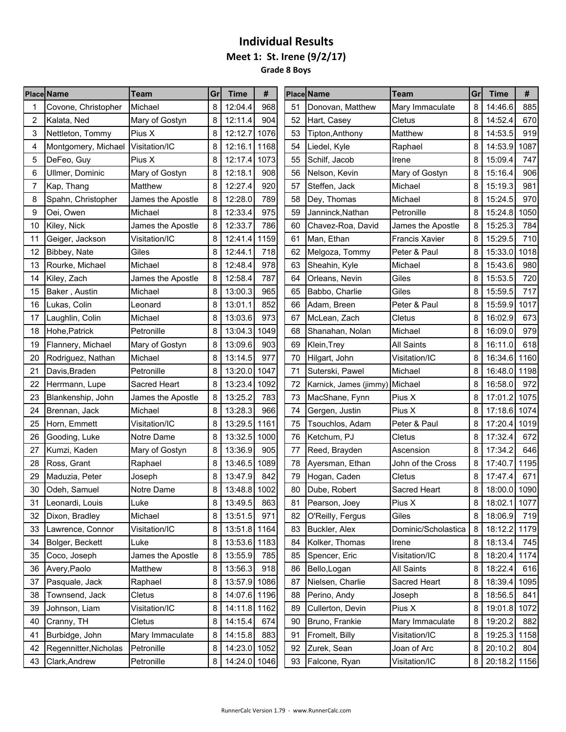# Individual Results

## Meet 1: St. Irene (9/2/17)

### Grade 8 Boys

| Place | Name | Team | Gr | Time | # |
|---|---|---|---|---|---|
| 1 | Covone, Christopher | Michael | 8 | 12:04.4 | 968 |
| 2 | Kalata, Ned | Mary of Gostyn | 8 | 12:11.4 | 904 |
| 3 | Nettleton, Tommy | Pius X | 8 | 12:12.7 | 1076 |
| 4 | Montgomery, Michael | Visitation/IC | 8 | 12:16.1 | 1168 |
| 5 | DeFeo, Guy | Pius X | 8 | 12:17.4 | 1073 |
| 6 | Ullmer, Dominic | Mary of Gostyn | 8 | 12:18.1 | 908 |
| 7 | Kap, Thang | Matthew | 8 | 12:27.4 | 920 |
| 8 | Spahn, Christopher | James the Apostle | 8 | 12:28.0 | 789 |
| 9 | Oei, Owen | Michael | 8 | 12:33.4 | 975 |
| 10 | Kiley, Nick | James the Apostle | 8 | 12:33.7 | 786 |
| 11 | Geiger, Jackson | Visitation/IC | 8 | 12:41.4 | 1159 |
| 12 | Bibbey, Nate | Giles | 8 | 12:44.1 | 718 |
| 13 | Rourke, Michael | Michael | 8 | 12:48.4 | 978 |
| 14 | Kiley, Zach | James the Apostle | 8 | 12:58.4 | 787 |
| 15 | Baker , Austin | Michael | 8 | 13:00.3 | 965 |
| 16 | Lukas, Colin | Leonard | 8 | 13:01.1 | 852 |
| 17 | Laughlin, Colin | Michael | 8 | 13:03.6 | 973 |
| 18 | Hohe,Patrick | Petronille | 8 | 13:04.3 | 1049 |
| 19 | Flannery, Michael | Mary of Gostyn | 8 | 13:09.6 | 903 |
| 20 | Rodriguez, Nathan | Michael | 8 | 13:14.5 | 977 |
| 21 | Davis,Braden | Petronille | 8 | 13:20.0 | 1047 |
| 22 | Herrmann, Lupe | Sacred Heart | 8 | 13:23.4 | 1092 |
| 23 | Blankenship, John | James the Apostle | 8 | 13:25.2 | 783 |
| 24 | Brennan, Jack | Michael | 8 | 13:28.3 | 966 |
| 25 | Horn, Emmett | Visitation/IC | 8 | 13:29.5 | 1161 |
| 26 | Gooding, Luke | Notre Dame | 8 | 13:32.5 | 1000 |
| 27 | Kumzi, Kaden | Mary of Gostyn | 8 | 13:36.9 | 905 |
| 28 | Ross, Grant | Raphael | 8 | 13:46.5 | 1089 |
| 29 | Maduzia, Peter | Joseph | 8 | 13:47.9 | 842 |
| 30 | Odeh, Samuel | Notre Dame | 8 | 13:48.8 | 1002 |
| 31 | Leonardi, Louis | Luke | 8 | 13:49.5 | 863 |
| 32 | Dixon, Bradley | Michael | 8 | 13:51.5 | 971 |
| 33 | Lawrence, Connor | Visitation/IC | 8 | 13:51.8 | 1164 |
| 34 | Bolger, Beckett | Luke | 8 | 13:53.6 | 1183 |
| 35 | Coco, Joseph | James the Apostle | 8 | 13:55.9 | 785 |
| 36 | Avery,Paolo | Matthew | 8 | 13:56.3 | 918 |
| 37 | Pasquale, Jack | Raphael | 8 | 13:57.9 | 1086 |
| 38 | Townsend, Jack | Cletus | 8 | 14:07.6 | 1196 |
| 39 | Johnson, Liam | Visitation/IC | 8 | 14:11.8 | 1162 |
| 40 | Cranny, TH | Cletus | 8 | 14:15.4 | 674 |
| 41 | Burbidge, John | Mary Immaculate | 8 | 14:15.8 | 883 |
| 42 | Regennitter,Nicholas | Petronille | 8 | 14:23.0 | 1052 |
| 43 | Clark,Andrew | Petronille | 8 | 14:24.0 | 1046 |
| 51 | Donovan, Matthew | Mary Immaculate | 8 | 14:46.6 | 885 |
| 52 | Hart, Casey | Cletus | 8 | 14:52.4 | 670 |
| 53 | Tipton,Anthony | Matthew | 8 | 14:53.5 | 919 |
| 54 | Liedel, Kyle | Raphael | 8 | 14:53.9 | 1087 |
| 55 | Schif, Jacob | Irene | 8 | 15:09.4 | 747 |
| 56 | Nelson, Kevin | Mary of Gostyn | 8 | 15:16.4 | 906 |
| 57 | Steffen, Jack | Michael | 8 | 15:19.3 | 981 |
| 58 | Dey, Thomas | Michael | 8 | 15:24.5 | 970 |
| 59 | Janninck,Nathan | Petronille | 8 | 15:24.8 | 1050 |
| 60 | Chavez-Roa, David | James the Apostle | 8 | 15:25.3 | 784 |
| 61 | Man, Ethan | Francis Xavier | 8 | 15:29.5 | 710 |
| 62 | Melgoza, Tommy | Peter & Paul | 8 | 15:33.0 | 1018 |
| 63 | Sheahin, Kyle | Michael | 8 | 15:43.6 | 980 |
| 64 | Orleans, Nevin | Giles | 8 | 15:53.5 | 720 |
| 65 | Babbo, Charlie | Giles | 8 | 15:59.5 | 717 |
| 66 | Adam, Breen | Peter & Paul | 8 | 15:59.9 | 1017 |
| 67 | McLean, Zach | Cletus | 8 | 16:02.9 | 673 |
| 68 | Shanahan, Nolan | Michael | 8 | 16:09.0 | 979 |
| 69 | Klein,Trey | All Saints | 8 | 16:11.0 | 618 |
| 70 | Hilgart, John | Visitation/IC | 8 | 16:34.6 | 1160 |
| 71 | Suterski, Pawel | Michael | 8 | 16:48.0 | 1198 |
| 72 | Karnick, James (jimmy) | Michael | 8 | 16:58.0 | 972 |
| 73 | MacShane, Fynn | Pius X | 8 | 17:01.2 | 1075 |
| 74 | Gergen, Justin | Pius X | 8 | 17:18.6 | 1074 |
| 75 | Tsouchlos, Adam | Peter & Paul | 8 | 17:20.4 | 1019 |
| 76 | Ketchum, PJ | Cletus | 8 | 17:32.4 | 672 |
| 77 | Reed, Brayden | Ascension | 8 | 17:34.2 | 646 |
| 78 | Ayersman, Ethan | John of the Cross | 8 | 17:40.7 | 1195 |
| 79 | Hogan, Caden | Cletus | 8 | 17:47.4 | 671 |
| 80 | Dube, Robert | Sacred Heart | 8 | 18:00.0 | 1090 |
| 81 | Pearson, Joey | Pius X | 8 | 18:02.1 | 1077 |
| 82 | O'Reilly, Fergus | Giles | 8 | 18:06.9 | 719 |
| 83 | Buckler, Alex | Dominic/Scholastica | 8 | 18:12.2 | 1179 |
| 84 | Kolker, Thomas | Irene | 8 | 18:13.4 | 745 |
| 85 | Spencer, Eric | Visitation/IC | 8 | 18:20.4 | 1174 |
| 86 | Bello,Logan | All Saints | 8 | 18:22.4 | 616 |
| 87 | Nielsen, Charlie | Sacred Heart | 8 | 18:39.4 | 1095 |
| 88 | Perino, Andy | Joseph | 8 | 18:56.5 | 841 |
| 89 | Cullerton, Devin | Pius X | 8 | 19:01.8 | 1072 |
| 90 | Bruno, Frankie | Mary Immaculate | 8 | 19:20.2 | 882 |
| 91 | Fromelt, Billy | Visitation/IC | 8 | 19:25.3 | 1158 |
| 92 | Zurek, Sean | Joan of Arc | 8 | 20:10.2 | 804 |
| 93 | Falcone, Ryan | Visitation/IC | 8 | 20:18.2 | 1156 |

RunnerCalc Version 1.79 - www.RunnerCalc.com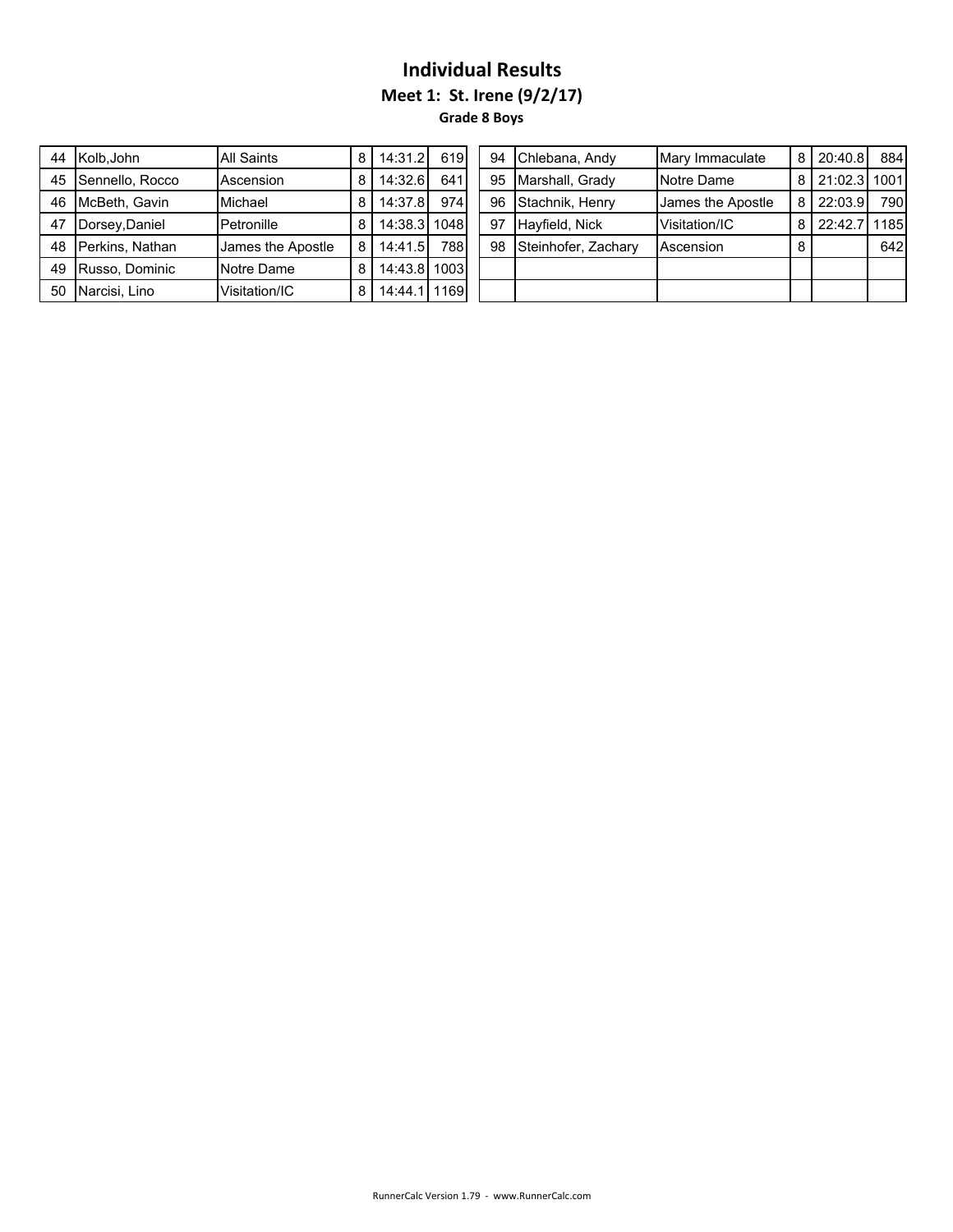# Individual Results

### Meet 1: St. Irene (9/2/17)

#### Grade 8 Boys

| Place | Name | School | Grade | Time | Bib |
|---|---|---|---|---|---|
| 44 | Kolb,John | All Saints | 8 | 14:31.2 | 619 |
| 45 | Sennello, Rocco | Ascension | 8 | 14:32.6 | 641 |
| 46 | McBeth, Gavin | Michael | 8 | 14:37.8 | 974 |
| 47 | Dorsey,Daniel | Petronille | 8 | 14:38.3 | 1048 |
| 48 | Perkins, Nathan | James the Apostle | 8 | 14:41.5 | 788 |
| 49 | Russo, Dominic | Notre Dame | 8 | 14:43.8 | 1003 |
| 50 | Narcisi, Lino | Visitation/IC | 8 | 14:44.1 | 1169 |
| 94 | Chlebana, Andy | Mary Immaculate | 8 | 20:40.8 | 884 |
| 95 | Marshall, Grady | Notre Dame | 8 | 21:02.3 | 1001 |
| 96 | Stachnik, Henry | James the Apostle | 8 | 22:03.9 | 790 |
| 97 | Hayfield, Nick | Visitation/IC | 8 | 22:42.7 | 1185 |
| 98 | Steinhofer, Zachary | Ascension | 8 | | 642 |

RunnerCalc Version 1.79 - www.RunnerCalc.com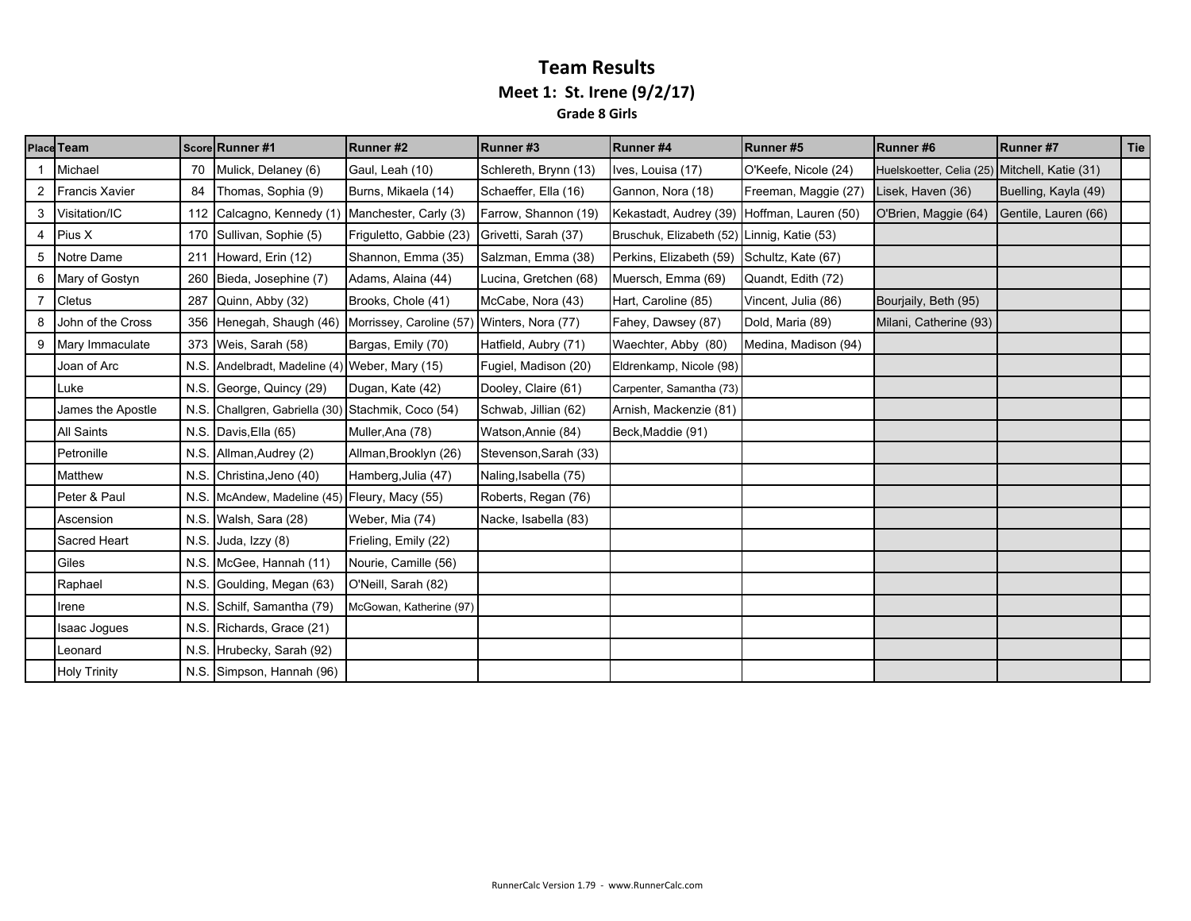## Team Results

### Meet 1: St. Irene (9/2/17)

#### Grade 8 Girls

| Place | Team | Score | Runner #1 | Runner #2 | Runner #3 | Runner #4 | Runner #5 | Runner #6 | Runner #7 | Tie |
|---|---|---|---|---|---|---|---|---|---|---|
| 1 | Michael | 70 | Mulick, Delaney (6) | Gaul, Leah (10) | Schlereth, Brynn (13) | Ives, Louisa (17) | O'Keefe, Nicole (24) | Huelskoetter, Celia (25) | Mitchell, Katie (31) | |
| 2 | Francis Xavier | 84 | Thomas, Sophia (9) | Burns, Mikaela (14) | Schaeffer, Ella (16) | Gannon, Nora (18) | Freeman, Maggie (27) | Lisek, Haven (36) | Buelling, Kayla (49) | |
| 3 | Visitation/IC | 112 | Calcagno, Kennedy (1) | Manchester, Carly (3) | Farrow, Shannon (19) | Kekastadt, Audrey (39) | Hoffman, Lauren (50) | O'Brien, Maggie (64) | Gentile, Lauren (66) | |
| 4 | Pius X | 170 | Sullivan, Sophie (5) | Friguletto, Gabbie (23) | Grivetti, Sarah (37) | Bruschuk, Elizabeth (52) | Linnig, Katie (53) | | | |
| 5 | Notre Dame | 211 | Howard, Erin (12) | Shannon, Emma (35) | Salzman, Emma (38) | Perkins, Elizabeth (59) | Schultz, Kate (67) | | | |
| 6 | Mary of Gostyn | 260 | Bieda, Josephine (7) | Adams, Alaina (44) | Lucina, Gretchen (68) | Muersch, Emma (69) | Quandt, Edith (72) | | | |
| 7 | Cletus | 287 | Quinn, Abby (32) | Brooks, Chole (41) | McCabe, Nora (43) | Hart, Caroline (85) | Vincent, Julia (86) | Bourjaily, Beth (95) | | |
| 8 | John of the Cross | 356 | Henegah, Shaugh (46) | Morrissey, Caroline (57) | Winters, Nora (77) | Fahey, Dawsey (87) | Dold, Maria (89) | Milani, Catherine (93) | | |
| 9 | Mary Immaculate | 373 | Weis, Sarah (58) | Bargas, Emily (70) | Hatfield, Aubry (71) | Waechter, Abby (80) | Medina, Madison (94) | | | |
| | Joan of Arc | N.S. | Andelbradt, Madeline (4) | Weber, Mary (15) | Fugiel, Madison (20) | Eldrenkamp, Nicole (98) | | | | |
| | Luke | N.S. | George, Quincy (29) | Dugan, Kate (42) | Dooley, Claire (61) | Carpenter, Samantha (73) | | | | |
| | James the Apostle | N.S. | Challgren, Gabriella (30) | Stachmik, Coco (54) | Schwab, Jillian (62) | Arnish, Mackenzie (81) | | | | |
| | All Saints | N.S. | Davis,Ella (65) | Muller,Ana (78) | Watson,Annie (84) | Beck,Maddie (91) | | | | |
| | Petronille | N.S. | Allman,Audrey (2) | Allman,Brooklyn (26) | Stevenson,Sarah (33) | | | | | |
| | Matthew | N.S. | Christina,Jeno (40) | Hamberg,Julia (47) | Naling,Isabella (75) | | | | | |
| | Peter & Paul | N.S. | McAndew, Madeline (45) | Fleury, Macy (55) | Roberts, Regan (76) | | | | | |
| | Ascension | N.S. | Walsh, Sara (28) | Weber, Mia (74) | Nacke, Isabella (83) | | | | | |
| | Sacred Heart | N.S. | Juda, Izzy (8) | Frieling, Emily (22) | | | | | | |
| | Giles | N.S. | McGee, Hannah (11) | Nourie, Camille (56) | | | | | | |
| | Raphael | N.S. | Goulding, Megan (63) | O'Neill, Sarah (82) | | | | | | |
| | Irene | N.S. | Schilf, Samantha (79) | McGowan, Katherine (97) | | | | | | |
| | Isaac Jogues | N.S. | Richards, Grace (21) | | | | | | | |
| | Leonard | N.S. | Hrubecky, Sarah (92) | | | | | | | |
| | Holy Trinity | N.S. | Simpson, Hannah (96) | | | | | | | |

RunnerCalc Version 1.79 - www.RunnerCalc.com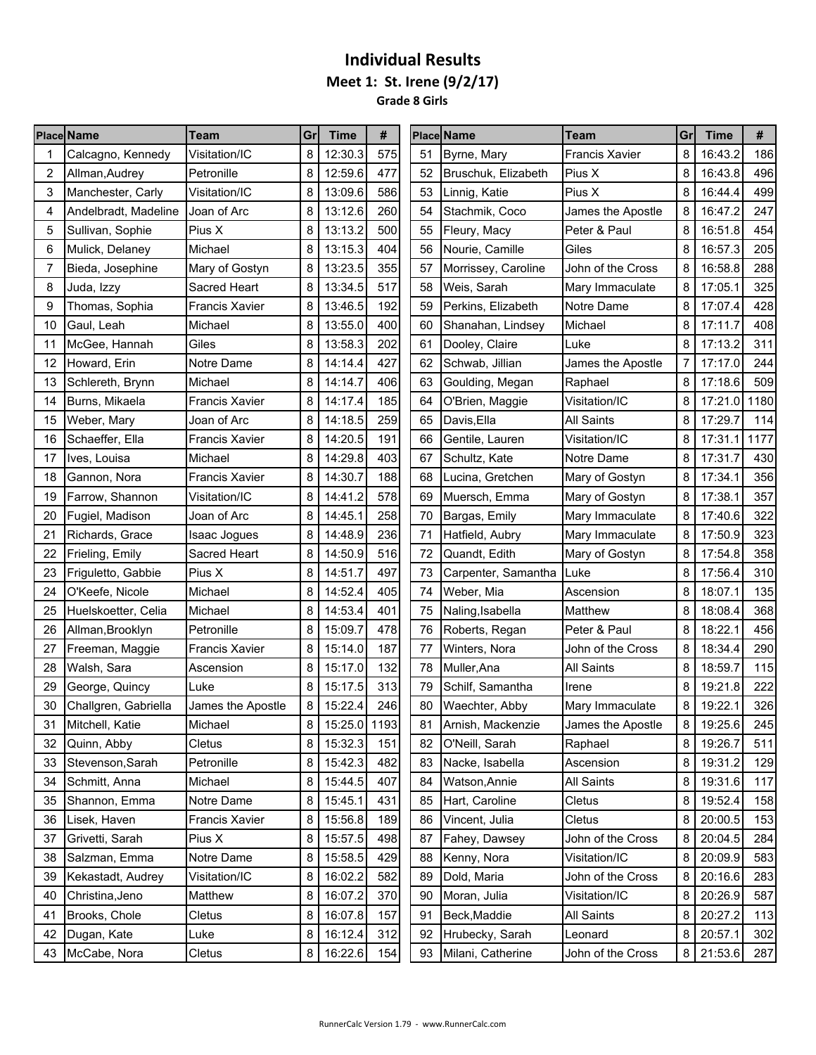# Individual Results

## Meet 1: St. Irene (9/2/17)

### Grade 8 Girls

| Place | Name | Team | Gr | Time | # |
|---|---|---|---|---|---|
| 1 | Calcagno, Kennedy | Visitation/IC | 8 | 12:30.3 | 575 |
| 2 | Allman,Audrey | Petronille | 8 | 12:59.6 | 477 |
| 3 | Manchester, Carly | Visitation/IC | 8 | 13:09.6 | 586 |
| 4 | Andelbradt, Madeline | Joan of Arc | 8 | 13:12.6 | 260 |
| 5 | Sullivan, Sophie | Pius X | 8 | 13:13.2 | 500 |
| 6 | Mulick, Delaney | Michael | 8 | 13:15.3 | 404 |
| 7 | Bieda, Josephine | Mary of Gostyn | 8 | 13:23.5 | 355 |
| 8 | Juda, Izzy | Sacred Heart | 8 | 13:34.5 | 517 |
| 9 | Thomas, Sophia | Francis Xavier | 8 | 13:46.5 | 192 |
| 10 | Gaul, Leah | Michael | 8 | 13:55.0 | 400 |
| 11 | McGee, Hannah | Giles | 8 | 13:58.3 | 202 |
| 12 | Howard, Erin | Notre Dame | 8 | 14:14.4 | 427 |
| 13 | Schlereth, Brynn | Michael | 8 | 14:14.7 | 406 |
| 14 | Burns, Mikaela | Francis Xavier | 8 | 14:17.4 | 185 |
| 15 | Weber, Mary | Joan of Arc | 8 | 14:18.5 | 259 |
| 16 | Schaeffer, Ella | Francis Xavier | 8 | 14:20.5 | 191 |
| 17 | Ives, Louisa | Michael | 8 | 14:29.8 | 403 |
| 18 | Gannon, Nora | Francis Xavier | 8 | 14:30.7 | 188 |
| 19 | Farrow, Shannon | Visitation/IC | 8 | 14:41.2 | 578 |
| 20 | Fugiel, Madison | Joan of Arc | 8 | 14:45.1 | 258 |
| 21 | Richards, Grace | Isaac Jogues | 8 | 14:48.9 | 236 |
| 22 | Frieling, Emily | Sacred Heart | 8 | 14:50.9 | 516 |
| 23 | Friguletto, Gabbie | Pius X | 8 | 14:51.7 | 497 |
| 24 | O'Keefe, Nicole | Michael | 8 | 14:52.4 | 405 |
| 25 | Huelskoetter, Celia | Michael | 8 | 14:53.4 | 401 |
| 26 | Allman,Brooklyn | Petronille | 8 | 15:09.7 | 478 |
| 27 | Freeman, Maggie | Francis Xavier | 8 | 15:14.0 | 187 |
| 28 | Walsh, Sara | Ascension | 8 | 15:17.0 | 132 |
| 29 | George, Quincy | Luke | 8 | 15:17.5 | 313 |
| 30 | Challgren, Gabriella | James the Apostle | 8 | 15:22.4 | 246 |
| 31 | Mitchell, Katie | Michael | 8 | 15:25.0 | 1193 |
| 32 | Quinn, Abby | Cletus | 8 | 15:32.3 | 151 |
| 33 | Stevenson,Sarah | Petronille | 8 | 15:42.3 | 482 |
| 34 | Schmitt, Anna | Michael | 8 | 15:44.5 | 407 |
| 35 | Shannon, Emma | Notre Dame | 8 | 15:45.1 | 431 |
| 36 | Lisek, Haven | Francis Xavier | 8 | 15:56.8 | 189 |
| 37 | Grivetti, Sarah | Pius X | 8 | 15:57.5 | 498 |
| 38 | Salzman, Emma | Notre Dame | 8 | 15:58.5 | 429 |
| 39 | Kekastadt, Audrey | Visitation/IC | 8 | 16:02.2 | 582 |
| 40 | Christina,Jeno | Matthew | 8 | 16:07.2 | 370 |
| 41 | Brooks, Chole | Cletus | 8 | 16:07.8 | 157 |
| 42 | Dugan, Kate | Luke | 8 | 16:12.4 | 312 |
| 43 | McCabe, Nora | Cletus | 8 | 16:22.6 | 154 |
| 51 | Byrne, Mary | Francis Xavier | 8 | 16:43.2 | 186 |
| 52 | Bruschuk, Elizabeth | Pius X | 8 | 16:43.8 | 496 |
| 53 | Linnig, Katie | Pius X | 8 | 16:44.4 | 499 |
| 54 | Stachmik, Coco | James the Apostle | 8 | 16:47.2 | 247 |
| 55 | Fleury, Macy | Peter & Paul | 8 | 16:51.8 | 454 |
| 56 | Nourie, Camille | Giles | 8 | 16:57.3 | 205 |
| 57 | Morrissey, Caroline | John of the Cross | 8 | 16:58.8 | 288 |
| 58 | Weis, Sarah | Mary Immaculate | 8 | 17:05.1 | 325 |
| 59 | Perkins, Elizabeth | Notre Dame | 8 | 17:07.4 | 428 |
| 60 | Shanahan, Lindsey | Michael | 8 | 17:11.7 | 408 |
| 61 | Dooley, Claire | Luke | 8 | 17:13.2 | 311 |
| 62 | Schwab, Jillian | James the Apostle | 7 | 17:17.0 | 244 |
| 63 | Goulding, Megan | Raphael | 8 | 17:18.6 | 509 |
| 64 | O'Brien, Maggie | Visitation/IC | 8 | 17:21.0 | 1180 |
| 65 | Davis,Ella | All Saints | 8 | 17:29.7 | 114 |
| 66 | Gentile, Lauren | Visitation/IC | 8 | 17:31.1 | 1177 |
| 67 | Schultz, Kate | Notre Dame | 8 | 17:31.7 | 430 |
| 68 | Lucina, Gretchen | Mary of Gostyn | 8 | 17:34.1 | 356 |
| 69 | Muersch, Emma | Mary of Gostyn | 8 | 17:38.1 | 357 |
| 70 | Bargas, Emily | Mary Immaculate | 8 | 17:40.6 | 322 |
| 71 | Hatfield, Aubry | Mary Immaculate | 8 | 17:50.9 | 323 |
| 72 | Quandt, Edith | Mary of Gostyn | 8 | 17:54.8 | 358 |
| 73 | Carpenter, Samantha | Luke | 8 | 17:56.4 | 310 |
| 74 | Weber, Mia | Ascension | 8 | 18:07.1 | 135 |
| 75 | Naling,Isabella | Matthew | 8 | 18:08.4 | 368 |
| 76 | Roberts, Regan | Peter & Paul | 8 | 18:22.1 | 456 |
| 77 | Winters, Nora | John of the Cross | 8 | 18:34.4 | 290 |
| 78 | Muller,Ana | All Saints | 8 | 18:59.7 | 115 |
| 79 | Schilf, Samantha | Irene | 8 | 19:21.8 | 222 |
| 80 | Waechter, Abby | Mary Immaculate | 8 | 19:22.1 | 326 |
| 81 | Arnish, Mackenzie | James the Apostle | 8 | 19:25.6 | 245 |
| 82 | O'Neill, Sarah | Raphael | 8 | 19:26.7 | 511 |
| 83 | Nacke, Isabella | Ascension | 8 | 19:31.2 | 129 |
| 84 | Watson,Annie | All Saints | 8 | 19:31.6 | 117 |
| 85 | Hart, Caroline | Cletus | 8 | 19:52.4 | 158 |
| 86 | Vincent, Julia | Cletus | 8 | 20:00.5 | 153 |
| 87 | Fahey, Dawsey | John of the Cross | 8 | 20:04.5 | 284 |
| 88 | Kenny, Nora | Visitation/IC | 8 | 20:09.9 | 583 |
| 89 | Dold, Maria | John of the Cross | 8 | 20:16.6 | 283 |
| 90 | Moran, Julia | Visitation/IC | 8 | 20:26.9 | 587 |
| 91 | Beck,Maddie | All Saints | 8 | 20:27.2 | 113 |
| 92 | Hrubecky, Sarah | Leonard | 8 | 20:57.1 | 302 |
| 93 | Milani, Catherine | John of the Cross | 8 | 21:53.6 | 287 |

RunnerCalc Version 1.79 - www.RunnerCalc.com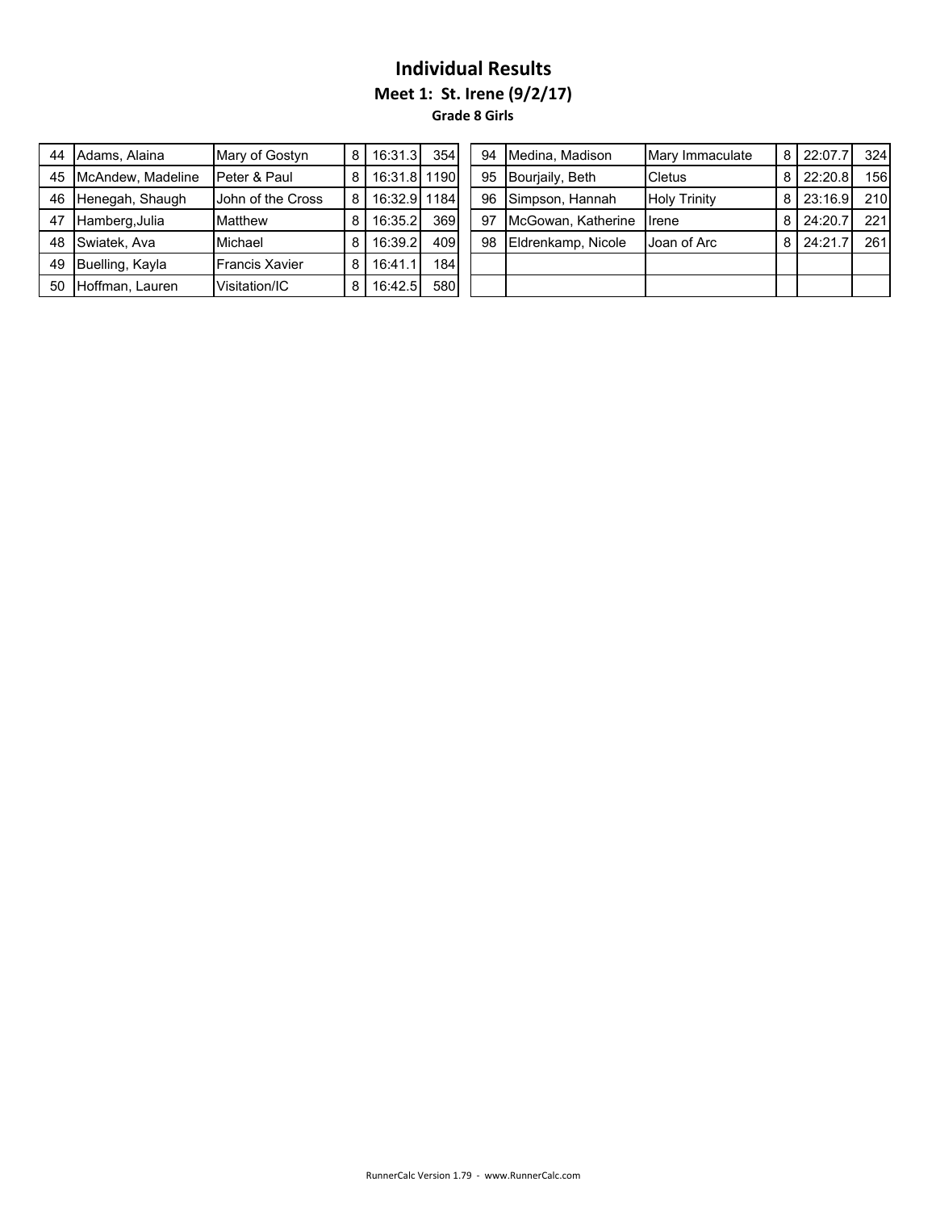# Individual Results

## Meet 1: St. Irene (9/2/17)

### Grade 8 Girls

| | | | | | |
|---|---|---|---|---|---|
| 44 | Adams, Alaina | Mary of Gostyn | 8 | 16:31.3 | 354 |
| 45 | McAndew, Madeline | Peter & Paul | 8 | 16:31.8 | 1190 |
| 46 | Henegah, Shaugh | John of the Cross | 8 | 16:32.9 | 1184 |
| 47 | Hamberg,Julia | Matthew | 8 | 16:35.2 | 369 |
| 48 | Swiatek, Ava | Michael | 8 | 16:39.2 | 409 |
| 49 | Buelling, Kayla | Francis Xavier | 8 | 16:41.1 | 184 |
| 50 | Hoffman, Lauren | Visitation/IC | 8 | 16:42.5 | 580 |
| 94 | Medina, Madison | Mary Immaculate | 8 | 22:07.7 | 324 |
| 95 | Bourjaily, Beth | Cletus | 8 | 22:20.8 | 156 |
| 96 | Simpson, Hannah | Holy Trinity | 8 | 23:16.9 | 210 |
| 97 | McGowan, Katherine | Irene | 8 | 24:20.7 | 221 |
| 98 | Eldrenkamp, Nicole | Joan of Arc | 8 | 24:21.7 | 261 |

RunnerCalc Version 1.79 - www.RunnerCalc.com